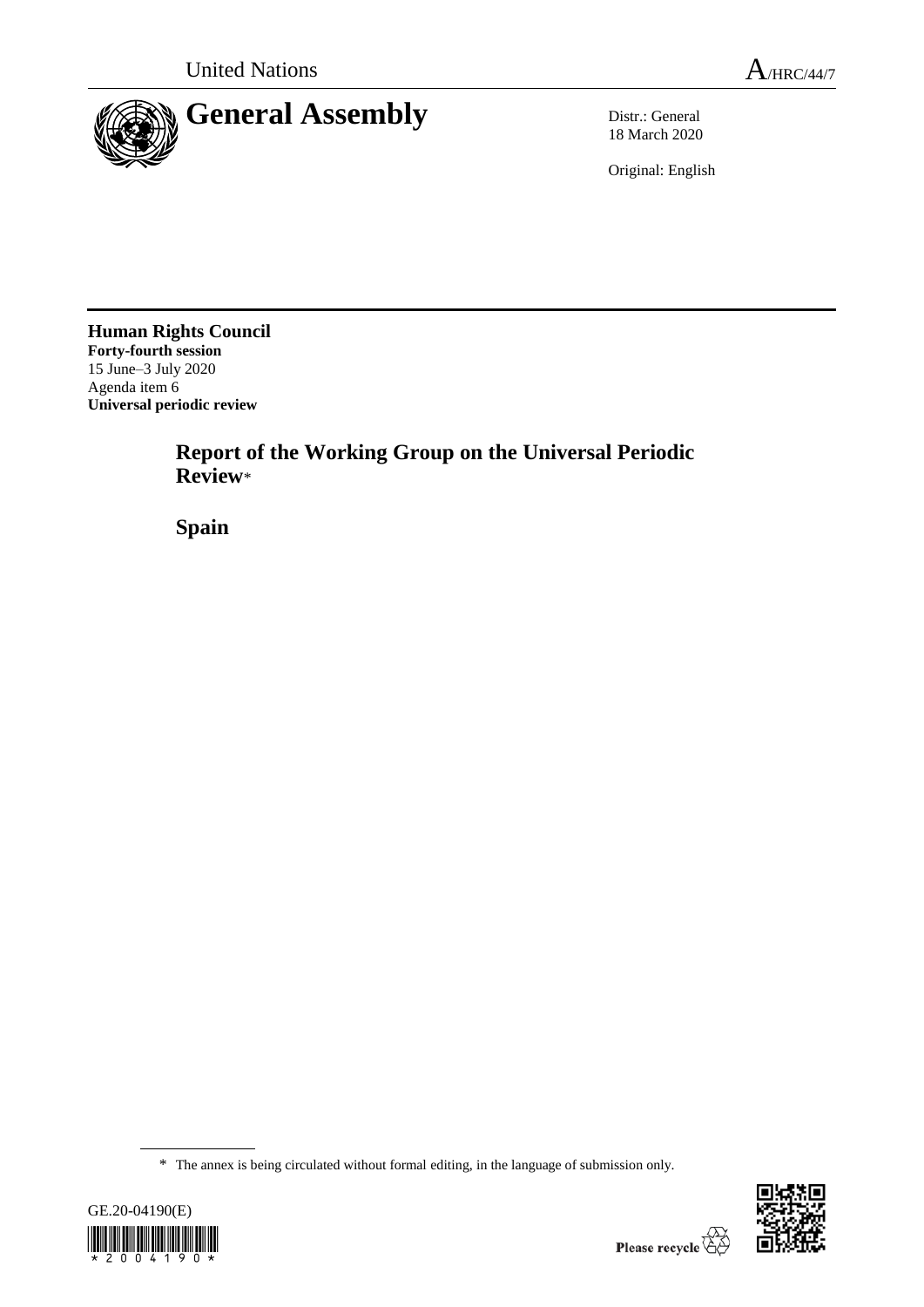United Nations A/HRC/44/7

# General Assembly

Distr.: General
18 March 2020

Original: English

**Human Rights Council**
**Forty-fourth session**
15 June–3 July 2020
Agenda item 6
**Universal periodic review**

## Report of the Working Group on the Universal Periodic Review*

## Spain

\* The annex is being circulated without formal editing, in the language of submission only.

GE.20-04190(E)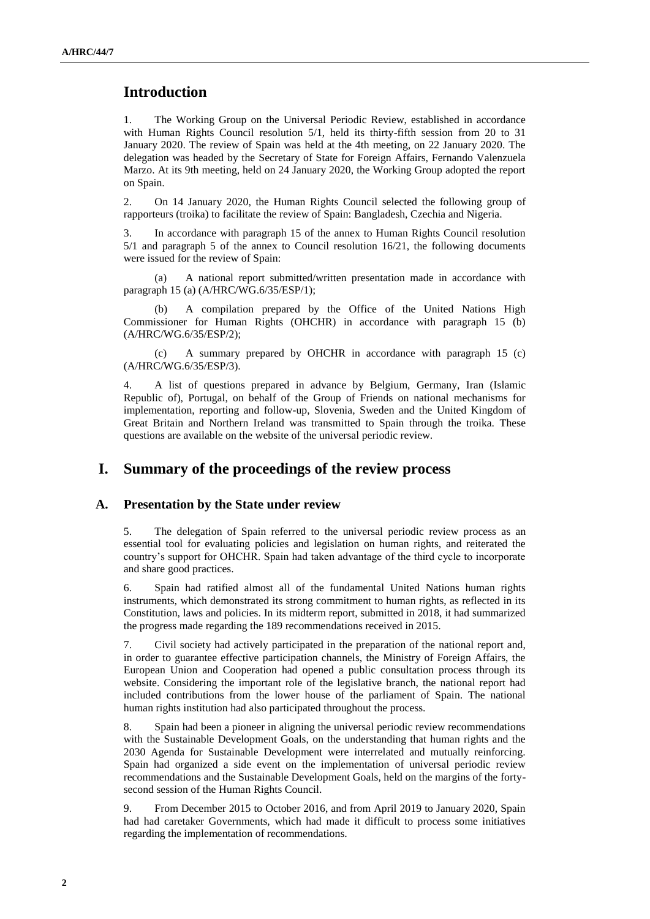# Introduction

1. The Working Group on the Universal Periodic Review, established in accordance with Human Rights Council resolution 5/1, held its thirty-fifth session from 20 to 31 January 2020. The review of Spain was held at the 4th meeting, on 22 January 2020. The delegation was headed by the Secretary of State for Foreign Affairs, Fernando Valenzuela Marzo. At its 9th meeting, held on 24 January 2020, the Working Group adopted the report on Spain.

2. On 14 January 2020, the Human Rights Council selected the following group of rapporteurs (troika) to facilitate the review of Spain: Bangladesh, Czechia and Nigeria.

3. In accordance with paragraph 15 of the annex to Human Rights Council resolution 5/1 and paragraph 5 of the annex to Council resolution 16/21, the following documents were issued for the review of Spain:

(a) A national report submitted/written presentation made in accordance with paragraph 15 (a) (A/HRC/WG.6/35/ESP/1);

(b) A compilation prepared by the Office of the United Nations High Commissioner for Human Rights (OHCHR) in accordance with paragraph 15 (b) (A/HRC/WG.6/35/ESP/2);

(c) A summary prepared by OHCHR in accordance with paragraph 15 (c) (A/HRC/WG.6/35/ESP/3).

4. A list of questions prepared in advance by Belgium, Germany, Iran (Islamic Republic of), Portugal, on behalf of the Group of Friends on national mechanisms for implementation, reporting and follow-up, Slovenia, Sweden and the United Kingdom of Great Britain and Northern Ireland was transmitted to Spain through the troika. These questions are available on the website of the universal periodic review.

# I. Summary of the proceedings of the review process

## A. Presentation by the State under review

5. The delegation of Spain referred to the universal periodic review process as an essential tool for evaluating policies and legislation on human rights, and reiterated the country's support for OHCHR. Spain had taken advantage of the third cycle to incorporate and share good practices.

6. Spain had ratified almost all of the fundamental United Nations human rights instruments, which demonstrated its strong commitment to human rights, as reflected in its Constitution, laws and policies. In its midterm report, submitted in 2018, it had summarized the progress made regarding the 189 recommendations received in 2015.

7. Civil society had actively participated in the preparation of the national report and, in order to guarantee effective participation channels, the Ministry of Foreign Affairs, the European Union and Cooperation had opened a public consultation process through its website. Considering the important role of the legislative branch, the national report had included contributions from the lower house of the parliament of Spain. The national human rights institution had also participated throughout the process.

8. Spain had been a pioneer in aligning the universal periodic review recommendations with the Sustainable Development Goals, on the understanding that human rights and the 2030 Agenda for Sustainable Development were interrelated and mutually reinforcing. Spain had organized a side event on the implementation of universal periodic review recommendations and the Sustainable Development Goals, held on the margins of the forty-second session of the Human Rights Council.

9. From December 2015 to October 2016, and from April 2019 to January 2020, Spain had had caretaker Governments, which had made it difficult to process some initiatives regarding the implementation of recommendations.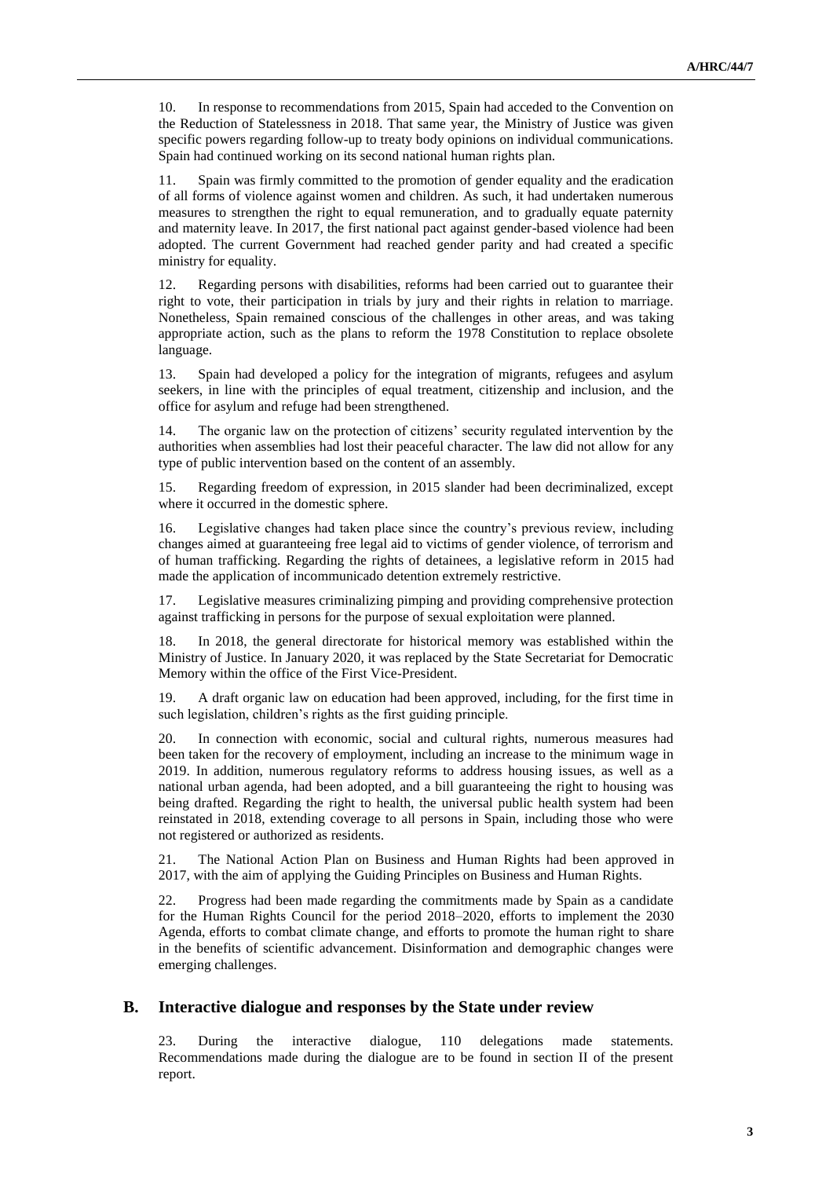10. In response to recommendations from 2015, Spain had acceded to the Convention on the Reduction of Statelessness in 2018. That same year, the Ministry of Justice was given specific powers regarding follow-up to treaty body opinions on individual communications. Spain had continued working on its second national human rights plan.

11. Spain was firmly committed to the promotion of gender equality and the eradication of all forms of violence against women and children. As such, it had undertaken numerous measures to strengthen the right to equal remuneration, and to gradually equate paternity and maternity leave. In 2017, the first national pact against gender-based violence had been adopted. The current Government had reached gender parity and had created a specific ministry for equality.

12. Regarding persons with disabilities, reforms had been carried out to guarantee their right to vote, their participation in trials by jury and their rights in relation to marriage. Nonetheless, Spain remained conscious of the challenges in other areas, and was taking appropriate action, such as the plans to reform the 1978 Constitution to replace obsolete language.

13. Spain had developed a policy for the integration of migrants, refugees and asylum seekers, in line with the principles of equal treatment, citizenship and inclusion, and the office for asylum and refuge had been strengthened.

14. The organic law on the protection of citizens' security regulated intervention by the authorities when assemblies had lost their peaceful character. The law did not allow for any type of public intervention based on the content of an assembly.

15. Regarding freedom of expression, in 2015 slander had been decriminalized, except where it occurred in the domestic sphere.

16. Legislative changes had taken place since the country's previous review, including changes aimed at guaranteeing free legal aid to victims of gender violence, of terrorism and of human trafficking. Regarding the rights of detainees, a legislative reform in 2015 had made the application of incommunicado detention extremely restrictive.

17. Legislative measures criminalizing pimping and providing comprehensive protection against trafficking in persons for the purpose of sexual exploitation were planned.

18. In 2018, the general directorate for historical memory was established within the Ministry of Justice. In January 2020, it was replaced by the State Secretariat for Democratic Memory within the office of the First Vice-President.

19. A draft organic law on education had been approved, including, for the first time in such legislation, children's rights as the first guiding principle.

20. In connection with economic, social and cultural rights, numerous measures had been taken for the recovery of employment, including an increase to the minimum wage in 2019. In addition, numerous regulatory reforms to address housing issues, as well as a national urban agenda, had been adopted, and a bill guaranteeing the right to housing was being drafted. Regarding the right to health, the universal public health system had been reinstated in 2018, extending coverage to all persons in Spain, including those who were not registered or authorized as residents.

21. The National Action Plan on Business and Human Rights had been approved in 2017, with the aim of applying the Guiding Principles on Business and Human Rights.

22. Progress had been made regarding the commitments made by Spain as a candidate for the Human Rights Council for the period 2018–2020, efforts to implement the 2030 Agenda, efforts to combat climate change, and efforts to promote the human right to share in the benefits of scientific advancement. Disinformation and demographic changes were emerging challenges.

## B. Interactive dialogue and responses by the State under review

23. During the interactive dialogue, 110 delegations made statements. Recommendations made during the dialogue are to be found in section II of the present report.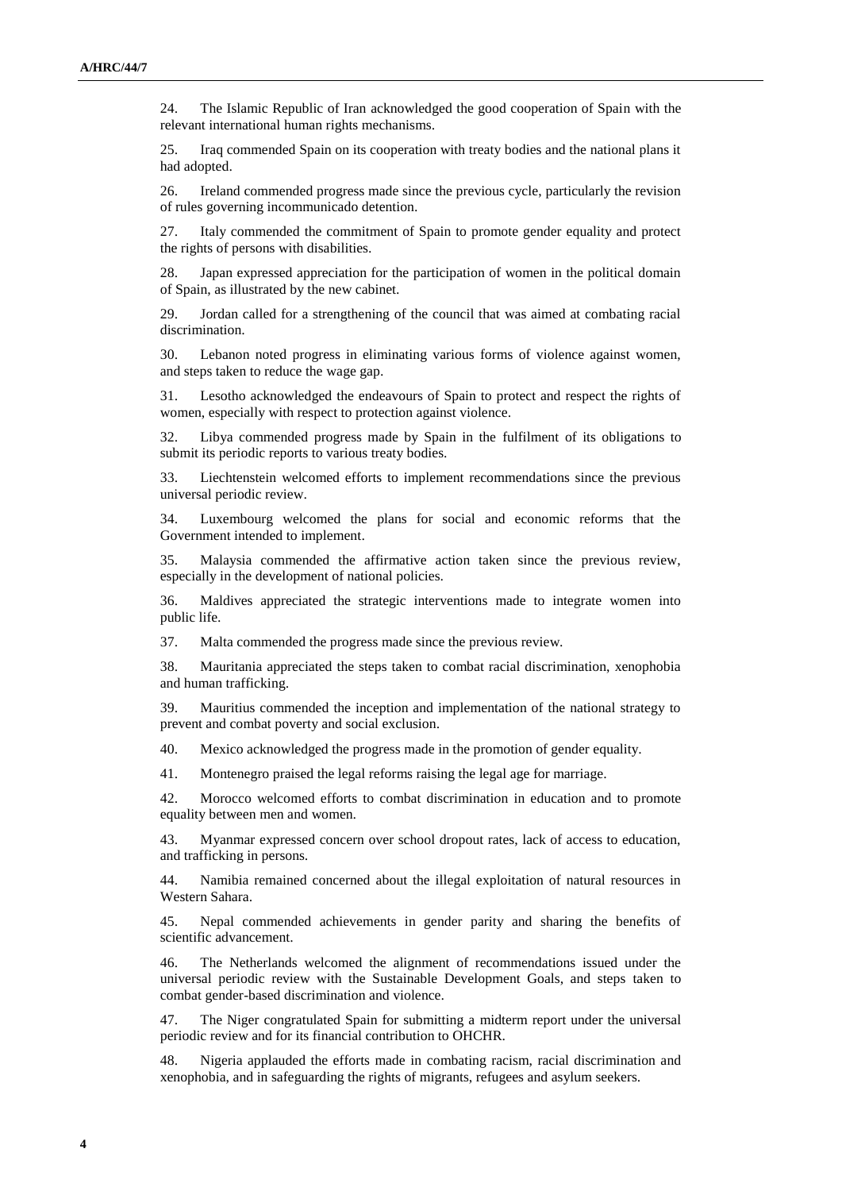24. The Islamic Republic of Iran acknowledged the good cooperation of Spain with the relevant international human rights mechanisms.

25. Iraq commended Spain on its cooperation with treaty bodies and the national plans it had adopted.

26. Ireland commended progress made since the previous cycle, particularly the revision of rules governing incommunicado detention.

27. Italy commended the commitment of Spain to promote gender equality and protect the rights of persons with disabilities.

28. Japan expressed appreciation for the participation of women in the political domain of Spain, as illustrated by the new cabinet.

29. Jordan called for a strengthening of the council that was aimed at combating racial discrimination.

30. Lebanon noted progress in eliminating various forms of violence against women, and steps taken to reduce the wage gap.

31. Lesotho acknowledged the endeavours of Spain to protect and respect the rights of women, especially with respect to protection against violence.

32. Libya commended progress made by Spain in the fulfilment of its obligations to submit its periodic reports to various treaty bodies.

33. Liechtenstein welcomed efforts to implement recommendations since the previous universal periodic review.

34. Luxembourg welcomed the plans for social and economic reforms that the Government intended to implement.

35. Malaysia commended the affirmative action taken since the previous review, especially in the development of national policies.

36. Maldives appreciated the strategic interventions made to integrate women into public life.

37. Malta commended the progress made since the previous review.

38. Mauritania appreciated the steps taken to combat racial discrimination, xenophobia and human trafficking.

39. Mauritius commended the inception and implementation of the national strategy to prevent and combat poverty and social exclusion.

40. Mexico acknowledged the progress made in the promotion of gender equality.

41. Montenegro praised the legal reforms raising the legal age for marriage.

42. Morocco welcomed efforts to combat discrimination in education and to promote equality between men and women.

43. Myanmar expressed concern over school dropout rates, lack of access to education, and trafficking in persons.

44. Namibia remained concerned about the illegal exploitation of natural resources in Western Sahara.

45. Nepal commended achievements in gender parity and sharing the benefits of scientific advancement.

46. The Netherlands welcomed the alignment of recommendations issued under the universal periodic review with the Sustainable Development Goals, and steps taken to combat gender-based discrimination and violence.

47. The Niger congratulated Spain for submitting a midterm report under the universal periodic review and for its financial contribution to OHCHR.

48. Nigeria applauded the efforts made in combating racism, racial discrimination and xenophobia, and in safeguarding the rights of migrants, refugees and asylum seekers.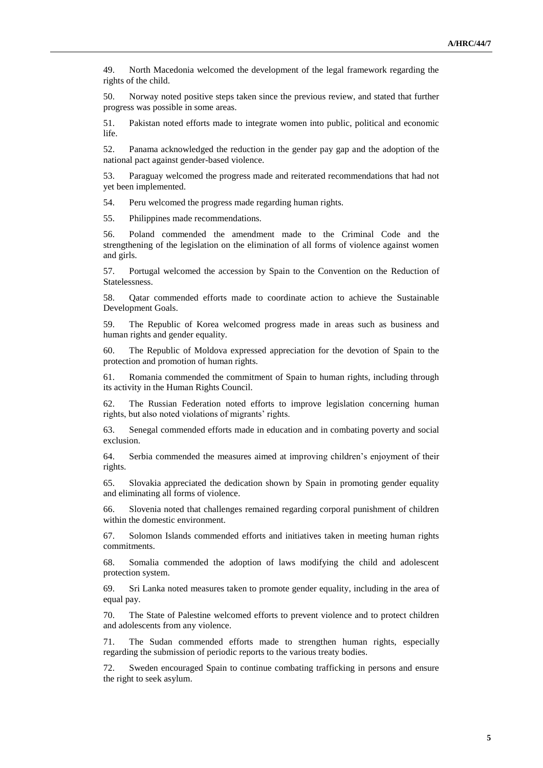49. North Macedonia welcomed the development of the legal framework regarding the rights of the child.

50. Norway noted positive steps taken since the previous review, and stated that further progress was possible in some areas.

51. Pakistan noted efforts made to integrate women into public, political and economic life.

52. Panama acknowledged the reduction in the gender pay gap and the adoption of the national pact against gender-based violence.

53. Paraguay welcomed the progress made and reiterated recommendations that had not yet been implemented.

54. Peru welcomed the progress made regarding human rights.

55. Philippines made recommendations.

56. Poland commended the amendment made to the Criminal Code and the strengthening of the legislation on the elimination of all forms of violence against women and girls.

57. Portugal welcomed the accession by Spain to the Convention on the Reduction of Statelessness.

58. Qatar commended efforts made to coordinate action to achieve the Sustainable Development Goals.

59. The Republic of Korea welcomed progress made in areas such as business and human rights and gender equality.

60. The Republic of Moldova expressed appreciation for the devotion of Spain to the protection and promotion of human rights.

61. Romania commended the commitment of Spain to human rights, including through its activity in the Human Rights Council.

62. The Russian Federation noted efforts to improve legislation concerning human rights, but also noted violations of migrants' rights.

63. Senegal commended efforts made in education and in combating poverty and social exclusion.

64. Serbia commended the measures aimed at improving children's enjoyment of their rights.

65. Slovakia appreciated the dedication shown by Spain in promoting gender equality and eliminating all forms of violence.

66. Slovenia noted that challenges remained regarding corporal punishment of children within the domestic environment.

67. Solomon Islands commended efforts and initiatives taken in meeting human rights commitments.

68. Somalia commended the adoption of laws modifying the child and adolescent protection system.

69. Sri Lanka noted measures taken to promote gender equality, including in the area of equal pay.

70. The State of Palestine welcomed efforts to prevent violence and to protect children and adolescents from any violence.

71. The Sudan commended efforts made to strengthen human rights, especially regarding the submission of periodic reports to the various treaty bodies.

72. Sweden encouraged Spain to continue combating trafficking in persons and ensure the right to seek asylum.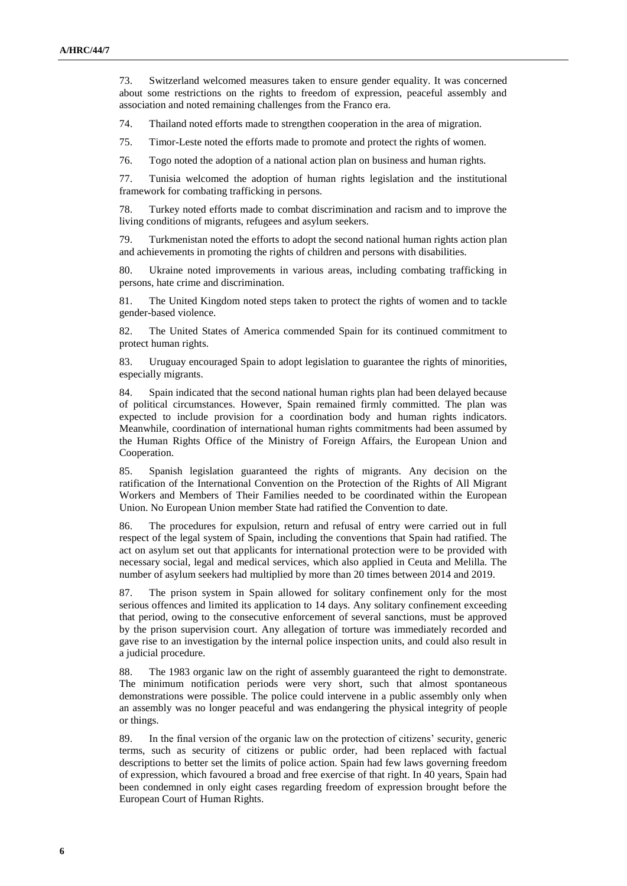73. Switzerland welcomed measures taken to ensure gender equality. It was concerned about some restrictions on the rights to freedom of expression, peaceful assembly and association and noted remaining challenges from the Franco era.

74. Thailand noted efforts made to strengthen cooperation in the area of migration.

75. Timor-Leste noted the efforts made to promote and protect the rights of women.

76. Togo noted the adoption of a national action plan on business and human rights.

77. Tunisia welcomed the adoption of human rights legislation and the institutional framework for combating trafficking in persons.

78. Turkey noted efforts made to combat discrimination and racism and to improve the living conditions of migrants, refugees and asylum seekers.

79. Turkmenistan noted the efforts to adopt the second national human rights action plan and achievements in promoting the rights of children and persons with disabilities.

80. Ukraine noted improvements in various areas, including combating trafficking in persons, hate crime and discrimination.

81. The United Kingdom noted steps taken to protect the rights of women and to tackle gender-based violence.

82. The United States of America commended Spain for its continued commitment to protect human rights.

83. Uruguay encouraged Spain to adopt legislation to guarantee the rights of minorities, especially migrants.

84. Spain indicated that the second national human rights plan had been delayed because of political circumstances. However, Spain remained firmly committed. The plan was expected to include provision for a coordination body and human rights indicators. Meanwhile, coordination of international human rights commitments had been assumed by the Human Rights Office of the Ministry of Foreign Affairs, the European Union and Cooperation.

85. Spanish legislation guaranteed the rights of migrants. Any decision on the ratification of the International Convention on the Protection of the Rights of All Migrant Workers and Members of Their Families needed to be coordinated within the European Union. No European Union member State had ratified the Convention to date.

86. The procedures for expulsion, return and refusal of entry were carried out in full respect of the legal system of Spain, including the conventions that Spain had ratified. The act on asylum set out that applicants for international protection were to be provided with necessary social, legal and medical services, which also applied in Ceuta and Melilla. The number of asylum seekers had multiplied by more than 20 times between 2014 and 2019.

87. The prison system in Spain allowed for solitary confinement only for the most serious offences and limited its application to 14 days. Any solitary confinement exceeding that period, owing to the consecutive enforcement of several sanctions, must be approved by the prison supervision court. Any allegation of torture was immediately recorded and gave rise to an investigation by the internal police inspection units, and could also result in a judicial procedure.

88. The 1983 organic law on the right of assembly guaranteed the right to demonstrate. The minimum notification periods were very short, such that almost spontaneous demonstrations were possible. The police could intervene in a public assembly only when an assembly was no longer peaceful and was endangering the physical integrity of people or things.

89. In the final version of the organic law on the protection of citizens' security, generic terms, such as security of citizens or public order, had been replaced with factual descriptions to better set the limits of police action. Spain had few laws governing freedom of expression, which favoured a broad and free exercise of that right. In 40 years, Spain had been condemned in only eight cases regarding freedom of expression brought before the European Court of Human Rights.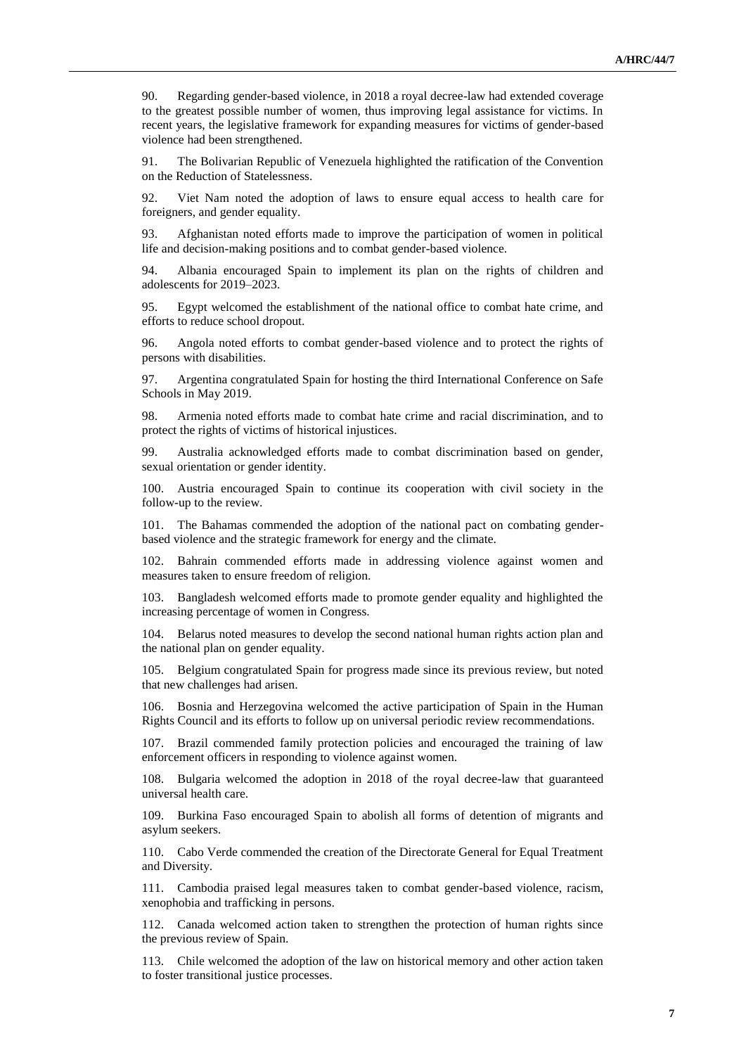90. Regarding gender-based violence, in 2018 a royal decree-law had extended coverage to the greatest possible number of women, thus improving legal assistance for victims. In recent years, the legislative framework for expanding measures for victims of gender-based violence had been strengthened.

91. The Bolivarian Republic of Venezuela highlighted the ratification of the Convention on the Reduction of Statelessness.

92. Viet Nam noted the adoption of laws to ensure equal access to health care for foreigners, and gender equality.

93. Afghanistan noted efforts made to improve the participation of women in political life and decision-making positions and to combat gender-based violence.

94. Albania encouraged Spain to implement its plan on the rights of children and adolescents for 2019–2023.

95. Egypt welcomed the establishment of the national office to combat hate crime, and efforts to reduce school dropout.

96. Angola noted efforts to combat gender-based violence and to protect the rights of persons with disabilities.

97. Argentina congratulated Spain for hosting the third International Conference on Safe Schools in May 2019.

98. Armenia noted efforts made to combat hate crime and racial discrimination, and to protect the rights of victims of historical injustices.

99. Australia acknowledged efforts made to combat discrimination based on gender, sexual orientation or gender identity.

100. Austria encouraged Spain to continue its cooperation with civil society in the follow-up to the review.

101. The Bahamas commended the adoption of the national pact on combating gender-based violence and the strategic framework for energy and the climate.

102. Bahrain commended efforts made in addressing violence against women and measures taken to ensure freedom of religion.

103. Bangladesh welcomed efforts made to promote gender equality and highlighted the increasing percentage of women in Congress.

104. Belarus noted measures to develop the second national human rights action plan and the national plan on gender equality.

105. Belgium congratulated Spain for progress made since its previous review, but noted that new challenges had arisen.

106. Bosnia and Herzegovina welcomed the active participation of Spain in the Human Rights Council and its efforts to follow up on universal periodic review recommendations.

107. Brazil commended family protection policies and encouraged the training of law enforcement officers in responding to violence against women.

108. Bulgaria welcomed the adoption in 2018 of the royal decree-law that guaranteed universal health care.

109. Burkina Faso encouraged Spain to abolish all forms of detention of migrants and asylum seekers.

110. Cabo Verde commended the creation of the Directorate General for Equal Treatment and Diversity.

111. Cambodia praised legal measures taken to combat gender-based violence, racism, xenophobia and trafficking in persons.

112. Canada welcomed action taken to strengthen the protection of human rights since the previous review of Spain.

113. Chile welcomed the adoption of the law on historical memory and other action taken to foster transitional justice processes.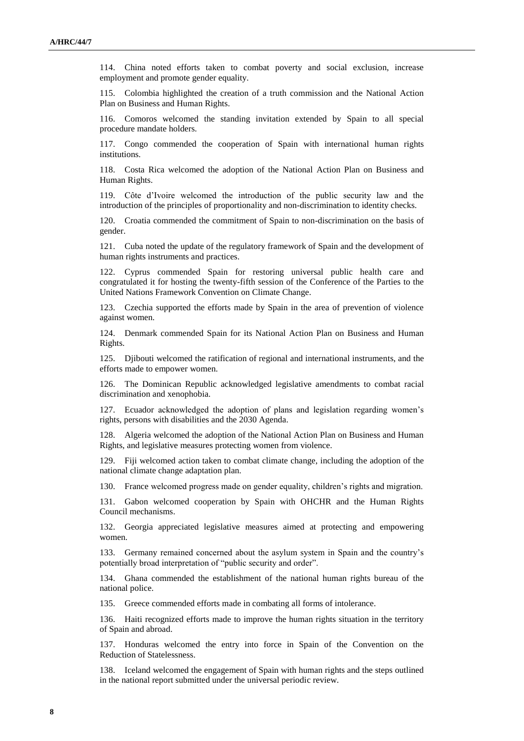114. China noted efforts taken to combat poverty and social exclusion, increase employment and promote gender equality.

115. Colombia highlighted the creation of a truth commission and the National Action Plan on Business and Human Rights.

116. Comoros welcomed the standing invitation extended by Spain to all special procedure mandate holders.

117. Congo commended the cooperation of Spain with international human rights institutions.

118. Costa Rica welcomed the adoption of the National Action Plan on Business and Human Rights.

119. Côte d'Ivoire welcomed the introduction of the public security law and the introduction of the principles of proportionality and non-discrimination to identity checks.

120. Croatia commended the commitment of Spain to non-discrimination on the basis of gender.

121. Cuba noted the update of the regulatory framework of Spain and the development of human rights instruments and practices.

122. Cyprus commended Spain for restoring universal public health care and congratulated it for hosting the twenty-fifth session of the Conference of the Parties to the United Nations Framework Convention on Climate Change.

123. Czechia supported the efforts made by Spain in the area of prevention of violence against women.

124. Denmark commended Spain for its National Action Plan on Business and Human Rights.

125. Djibouti welcomed the ratification of regional and international instruments, and the efforts made to empower women.

126. The Dominican Republic acknowledged legislative amendments to combat racial discrimination and xenophobia.

127. Ecuador acknowledged the adoption of plans and legislation regarding women's rights, persons with disabilities and the 2030 Agenda.

128. Algeria welcomed the adoption of the National Action Plan on Business and Human Rights, and legislative measures protecting women from violence.

129. Fiji welcomed action taken to combat climate change, including the adoption of the national climate change adaptation plan.

130. France welcomed progress made on gender equality, children's rights and migration.

131. Gabon welcomed cooperation by Spain with OHCHR and the Human Rights Council mechanisms.

132. Georgia appreciated legislative measures aimed at protecting and empowering women.

133. Germany remained concerned about the asylum system in Spain and the country's potentially broad interpretation of "public security and order".

134. Ghana commended the establishment of the national human rights bureau of the national police.

135. Greece commended efforts made in combating all forms of intolerance.

136. Haiti recognized efforts made to improve the human rights situation in the territory of Spain and abroad.

137. Honduras welcomed the entry into force in Spain of the Convention on the Reduction of Statelessness.

138. Iceland welcomed the engagement of Spain with human rights and the steps outlined in the national report submitted under the universal periodic review.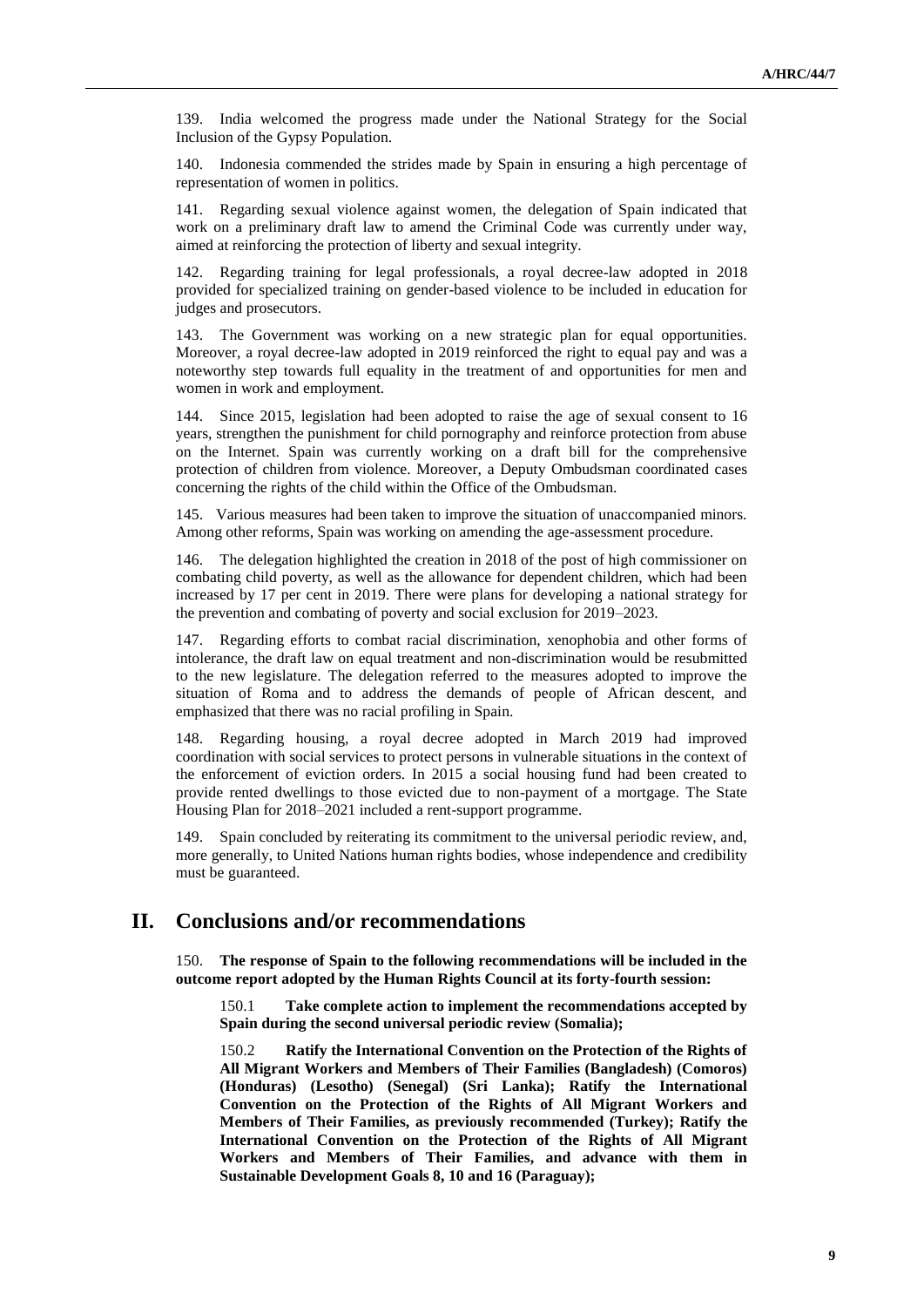139. India welcomed the progress made under the National Strategy for the Social Inclusion of the Gypsy Population.

140. Indonesia commended the strides made by Spain in ensuring a high percentage of representation of women in politics.

141. Regarding sexual violence against women, the delegation of Spain indicated that work on a preliminary draft law to amend the Criminal Code was currently under way, aimed at reinforcing the protection of liberty and sexual integrity.

142. Regarding training for legal professionals, a royal decree-law adopted in 2018 provided for specialized training on gender-based violence to be included in education for judges and prosecutors.

143. The Government was working on a new strategic plan for equal opportunities. Moreover, a royal decree-law adopted in 2019 reinforced the right to equal pay and was a noteworthy step towards full equality in the treatment of and opportunities for men and women in work and employment.

144. Since 2015, legislation had been adopted to raise the age of sexual consent to 16 years, strengthen the punishment for child pornography and reinforce protection from abuse on the Internet. Spain was currently working on a draft bill for the comprehensive protection of children from violence. Moreover, a Deputy Ombudsman coordinated cases concerning the rights of the child within the Office of the Ombudsman.

145. Various measures had been taken to improve the situation of unaccompanied minors. Among other reforms, Spain was working on amending the age-assessment procedure.

146. The delegation highlighted the creation in 2018 of the post of high commissioner on combating child poverty, as well as the allowance for dependent children, which had been increased by 17 per cent in 2019. There were plans for developing a national strategy for the prevention and combating of poverty and social exclusion for 2019–2023.

147. Regarding efforts to combat racial discrimination, xenophobia and other forms of intolerance, the draft law on equal treatment and non-discrimination would be resubmitted to the new legislature. The delegation referred to the measures adopted to improve the situation of Roma and to address the demands of people of African descent, and emphasized that there was no racial profiling in Spain.

148. Regarding housing, a royal decree adopted in March 2019 had improved coordination with social services to protect persons in vulnerable situations in the context of the enforcement of eviction orders. In 2015 a social housing fund had been created to provide rented dwellings to those evicted due to non-payment of a mortgage. The State Housing Plan for 2018–2021 included a rent-support programme.

149. Spain concluded by reiterating its commitment to the universal periodic review, and, more generally, to United Nations human rights bodies, whose independence and credibility must be guaranteed.

# II. Conclusions and/or recommendations

150. **The response of Spain to the following recommendations will be included in the outcome report adopted by the Human Rights Council at its forty-fourth session:**

150.1 **Take complete action to implement the recommendations accepted by Spain during the second universal periodic review (Somalia);**

150.2 **Ratify the International Convention on the Protection of the Rights of All Migrant Workers and Members of Their Families (Bangladesh) (Comoros) (Honduras) (Lesotho) (Senegal) (Sri Lanka); Ratify the International Convention on the Protection of the Rights of All Migrant Workers and Members of Their Families, as previously recommended (Turkey); Ratify the International Convention on the Protection of the Rights of All Migrant Workers and Members of Their Families, and advance with them in Sustainable Development Goals 8, 10 and 16 (Paraguay);**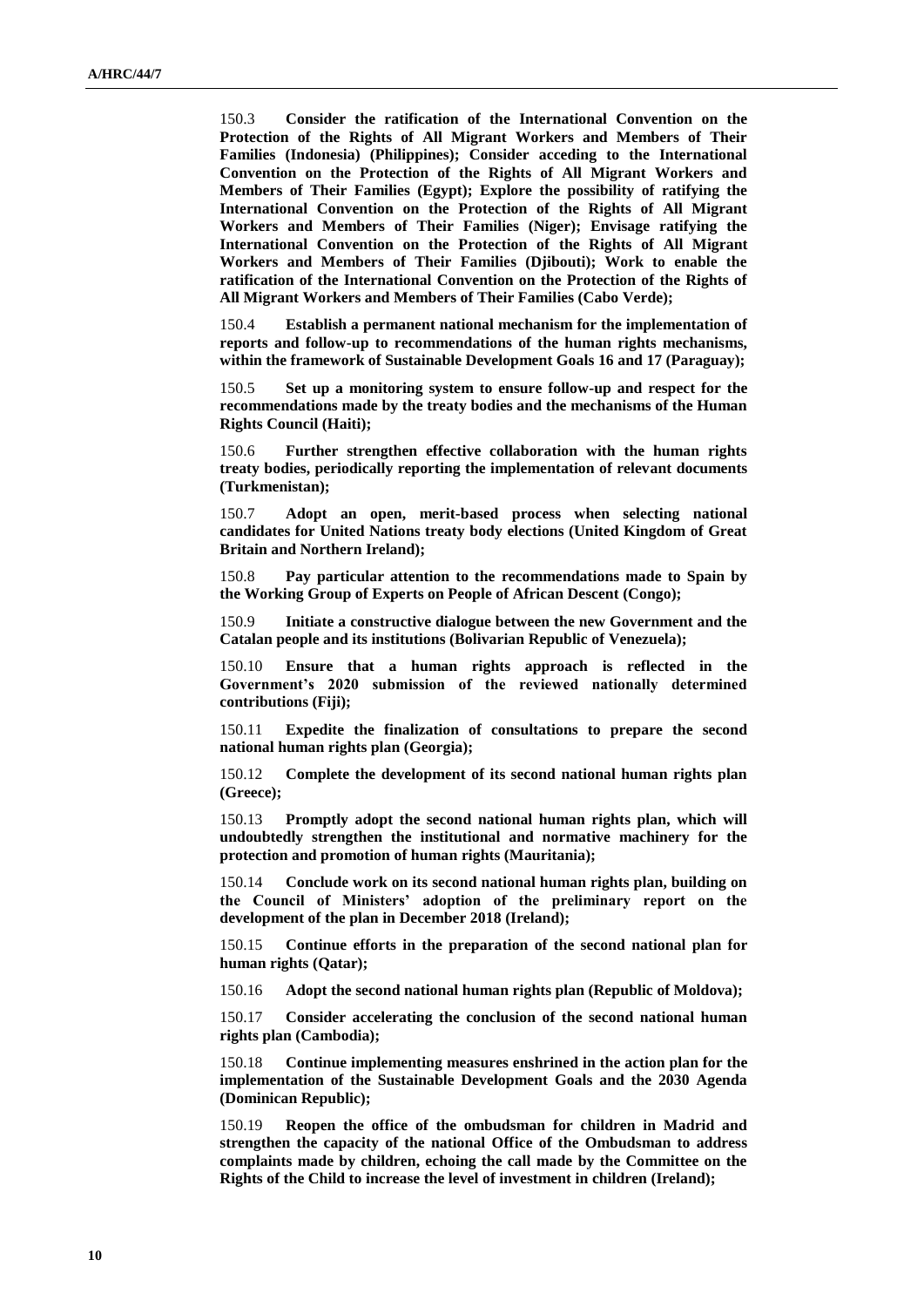150.3 **Consider the ratification of the International Convention on the Protection of the Rights of All Migrant Workers and Members of Their Families (Indonesia) (Philippines); Consider acceding to the International Convention on the Protection of the Rights of All Migrant Workers and Members of Their Families (Egypt); Explore the possibility of ratifying the International Convention on the Protection of the Rights of All Migrant Workers and Members of Their Families (Niger); Envisage ratifying the International Convention on the Protection of the Rights of All Migrant Workers and Members of Their Families (Djibouti); Work to enable the ratification of the International Convention on the Protection of the Rights of All Migrant Workers and Members of Their Families (Cabo Verde);**

150.4 **Establish a permanent national mechanism for the implementation of reports and follow-up to recommendations of the human rights mechanisms, within the framework of Sustainable Development Goals 16 and 17 (Paraguay);**

150.5 **Set up a monitoring system to ensure follow-up and respect for the recommendations made by the treaty bodies and the mechanisms of the Human Rights Council (Haiti);**

150.6 **Further strengthen effective collaboration with the human rights treaty bodies, periodically reporting the implementation of relevant documents (Turkmenistan);**

150.7 **Adopt an open, merit-based process when selecting national candidates for United Nations treaty body elections (United Kingdom of Great Britain and Northern Ireland);**

150.8 **Pay particular attention to the recommendations made to Spain by the Working Group of Experts on People of African Descent (Congo);**

150.9 **Initiate a constructive dialogue between the new Government and the Catalan people and its institutions (Bolivarian Republic of Venezuela);**

150.10 **Ensure that a human rights approach is reflected in the Government's 2020 submission of the reviewed nationally determined contributions (Fiji);**

150.11 **Expedite the finalization of consultations to prepare the second national human rights plan (Georgia);**

150.12 **Complete the development of its second national human rights plan (Greece);**

150.13 **Promptly adopt the second national human rights plan, which will undoubtedly strengthen the institutional and normative machinery for the protection and promotion of human rights (Mauritania);**

150.14 **Conclude work on its second national human rights plan, building on the Council of Ministers' adoption of the preliminary report on the development of the plan in December 2018 (Ireland);**

150.15 **Continue efforts in the preparation of the second national plan for human rights (Qatar);**

150.16 **Adopt the second national human rights plan (Republic of Moldova);**

150.17 **Consider accelerating the conclusion of the second national human rights plan (Cambodia);**

150.18 **Continue implementing measures enshrined in the action plan for the implementation of the Sustainable Development Goals and the 2030 Agenda (Dominican Republic);**

150.19 **Reopen the office of the ombudsman for children in Madrid and strengthen the capacity of the national Office of the Ombudsman to address complaints made by children, echoing the call made by the Committee on the Rights of the Child to increase the level of investment in children (Ireland);**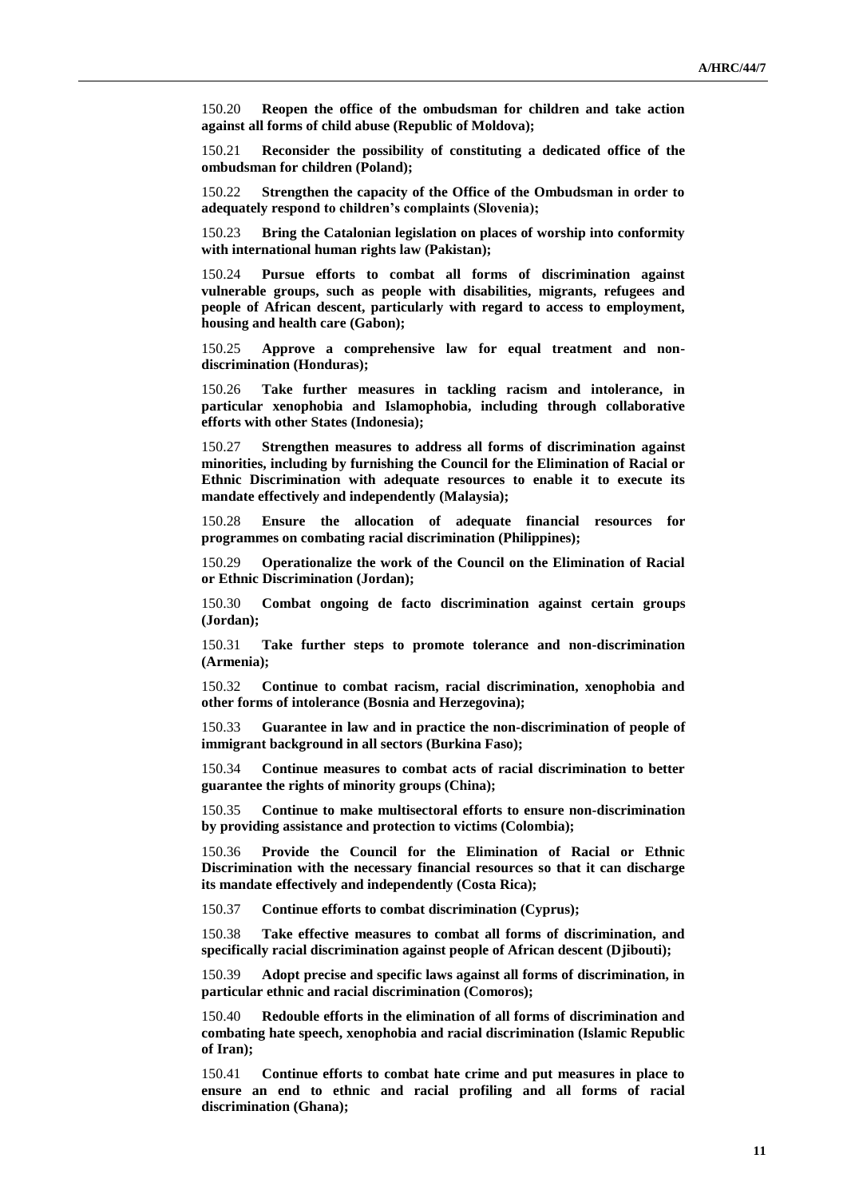150.20 **Reopen the office of the ombudsman for children and take action against all forms of child abuse (Republic of Moldova);**

150.21 **Reconsider the possibility of constituting a dedicated office of the ombudsman for children (Poland);**

150.22 **Strengthen the capacity of the Office of the Ombudsman in order to adequately respond to children's complaints (Slovenia);**

150.23 **Bring the Catalonian legislation on places of worship into conformity with international human rights law (Pakistan);**

150.24 **Pursue efforts to combat all forms of discrimination against vulnerable groups, such as people with disabilities, migrants, refugees and people of African descent, particularly with regard to access to employment, housing and health care (Gabon);**

150.25 **Approve a comprehensive law for equal treatment and non-discrimination (Honduras);**

150.26 **Take further measures in tackling racism and intolerance, in particular xenophobia and Islamophobia, including through collaborative efforts with other States (Indonesia);**

150.27 **Strengthen measures to address all forms of discrimination against minorities, including by furnishing the Council for the Elimination of Racial or Ethnic Discrimination with adequate resources to enable it to execute its mandate effectively and independently (Malaysia);**

150.28 **Ensure the allocation of adequate financial resources for programmes on combating racial discrimination (Philippines);**

150.29 **Operationalize the work of the Council on the Elimination of Racial or Ethnic Discrimination (Jordan);**

150.30 **Combat ongoing de facto discrimination against certain groups (Jordan);**

150.31 **Take further steps to promote tolerance and non-discrimination (Armenia);**

150.32 **Continue to combat racism, racial discrimination, xenophobia and other forms of intolerance (Bosnia and Herzegovina);**

150.33 **Guarantee in law and in practice the non-discrimination of people of immigrant background in all sectors (Burkina Faso);**

150.34 **Continue measures to combat acts of racial discrimination to better guarantee the rights of minority groups (China);**

150.35 **Continue to make multisectoral efforts to ensure non-discrimination by providing assistance and protection to victims (Colombia);**

150.36 **Provide the Council for the Elimination of Racial or Ethnic Discrimination with the necessary financial resources so that it can discharge its mandate effectively and independently (Costa Rica);**

150.37 **Continue efforts to combat discrimination (Cyprus);**

150.38 **Take effective measures to combat all forms of discrimination, and specifically racial discrimination against people of African descent (Djibouti);**

150.39 **Adopt precise and specific laws against all forms of discrimination, in particular ethnic and racial discrimination (Comoros);**

150.40 **Redouble efforts in the elimination of all forms of discrimination and combating hate speech, xenophobia and racial discrimination (Islamic Republic of Iran);**

150.41 **Continue efforts to combat hate crime and put measures in place to ensure an end to ethnic and racial profiling and all forms of racial discrimination (Ghana);**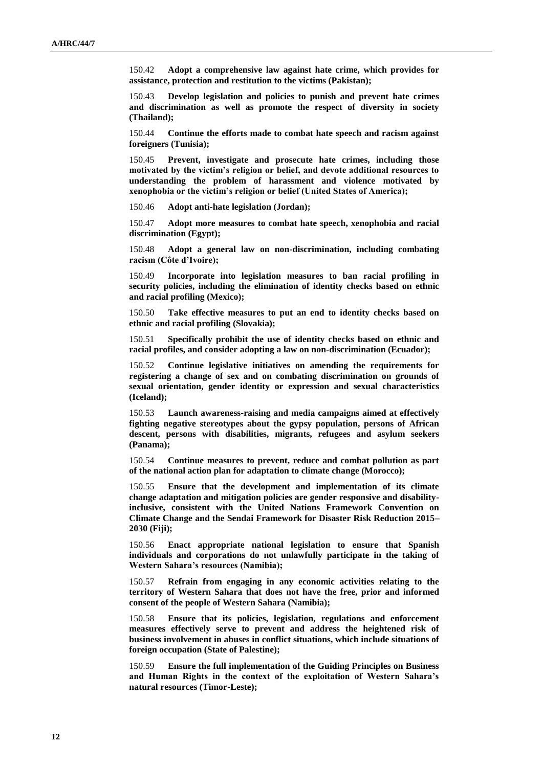150.42 **Adopt a comprehensive law against hate crime, which provides for assistance, protection and restitution to the victims (Pakistan);**

150.43 **Develop legislation and policies to punish and prevent hate crimes and discrimination as well as promote the respect of diversity in society (Thailand);**

150.44 **Continue the efforts made to combat hate speech and racism against foreigners (Tunisia);**

150.45 **Prevent, investigate and prosecute hate crimes, including those motivated by the victim's religion or belief, and devote additional resources to understanding the problem of harassment and violence motivated by xenophobia or the victim's religion or belief (United States of America);**

150.46 **Adopt anti-hate legislation (Jordan);**

150.47 **Adopt more measures to combat hate speech, xenophobia and racial discrimination (Egypt);**

150.48 **Adopt a general law on non-discrimination, including combating racism (Côte d'Ivoire);**

150.49 **Incorporate into legislation measures to ban racial profiling in security policies, including the elimination of identity checks based on ethnic and racial profiling (Mexico);**

150.50 **Take effective measures to put an end to identity checks based on ethnic and racial profiling (Slovakia);**

150.51 **Specifically prohibit the use of identity checks based on ethnic and racial profiles, and consider adopting a law on non-discrimination (Ecuador);**

150.52 **Continue legislative initiatives on amending the requirements for registering a change of sex and on combating discrimination on grounds of sexual orientation, gender identity or expression and sexual characteristics (Iceland);**

150.53 **Launch awareness-raising and media campaigns aimed at effectively fighting negative stereotypes about the gypsy population, persons of African descent, persons with disabilities, migrants, refugees and asylum seekers (Panama);**

150.54 **Continue measures to prevent, reduce and combat pollution as part of the national action plan for adaptation to climate change (Morocco);**

150.55 **Ensure that the development and implementation of its climate change adaptation and mitigation policies are gender responsive and disability-inclusive, consistent with the United Nations Framework Convention on Climate Change and the Sendai Framework for Disaster Risk Reduction 2015–2030 (Fiji);**

150.56 **Enact appropriate national legislation to ensure that Spanish individuals and corporations do not unlawfully participate in the taking of Western Sahara's resources (Namibia);**

150.57 **Refrain from engaging in any economic activities relating to the territory of Western Sahara that does not have the free, prior and informed consent of the people of Western Sahara (Namibia);**

150.58 **Ensure that its policies, legislation, regulations and enforcement measures effectively serve to prevent and address the heightened risk of business involvement in abuses in conflict situations, which include situations of foreign occupation (State of Palestine);**

150.59 **Ensure the full implementation of the Guiding Principles on Business and Human Rights in the context of the exploitation of Western Sahara's natural resources (Timor-Leste);**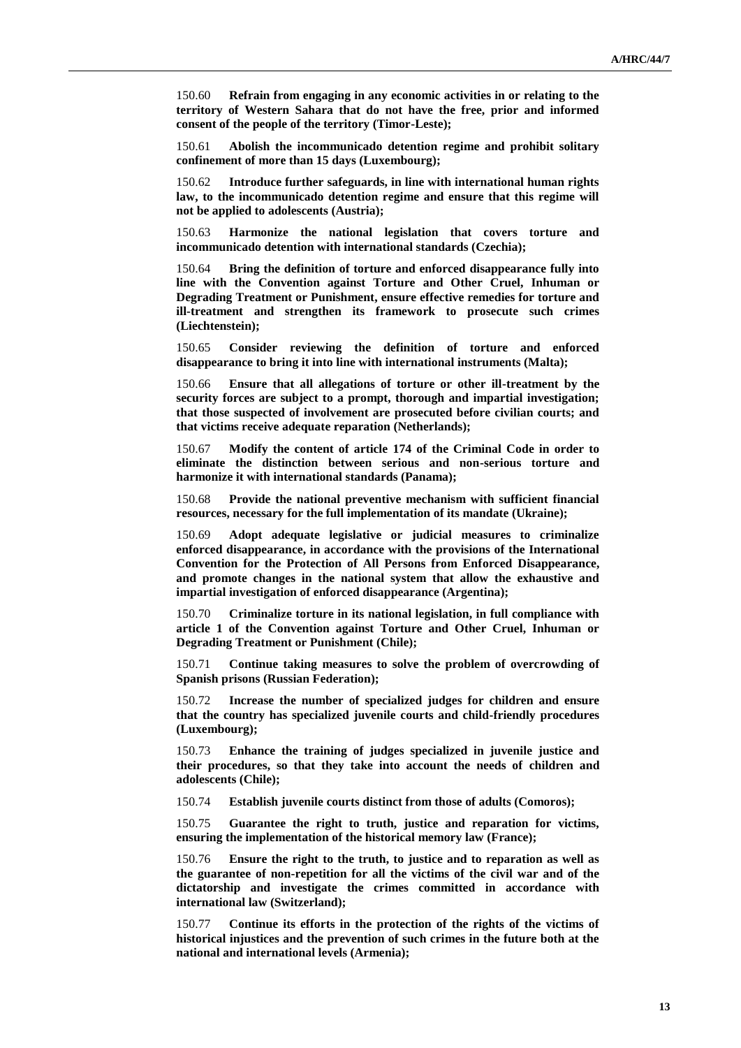150.60 **Refrain from engaging in any economic activities in or relating to the territory of Western Sahara that do not have the free, prior and informed consent of the people of the territory (Timor-Leste);**

150.61 **Abolish the incommunicado detention regime and prohibit solitary confinement of more than 15 days (Luxembourg);**

150.62 **Introduce further safeguards, in line with international human rights law, to the incommunicado detention regime and ensure that this regime will not be applied to adolescents (Austria);**

150.63 **Harmonize the national legislation that covers torture and incommunicado detention with international standards (Czechia);**

150.64 **Bring the definition of torture and enforced disappearance fully into line with the Convention against Torture and Other Cruel, Inhuman or Degrading Treatment or Punishment, ensure effective remedies for torture and ill-treatment and strengthen its framework to prosecute such crimes (Liechtenstein);**

150.65 **Consider reviewing the definition of torture and enforced disappearance to bring it into line with international instruments (Malta);**

150.66 **Ensure that all allegations of torture or other ill-treatment by the security forces are subject to a prompt, thorough and impartial investigation; that those suspected of involvement are prosecuted before civilian courts; and that victims receive adequate reparation (Netherlands);**

150.67 **Modify the content of article 174 of the Criminal Code in order to eliminate the distinction between serious and non-serious torture and harmonize it with international standards (Panama);**

150.68 **Provide the national preventive mechanism with sufficient financial resources, necessary for the full implementation of its mandate (Ukraine);**

150.69 **Adopt adequate legislative or judicial measures to criminalize enforced disappearance, in accordance with the provisions of the International Convention for the Protection of All Persons from Enforced Disappearance, and promote changes in the national system that allow the exhaustive and impartial investigation of enforced disappearance (Argentina);**

150.70 **Criminalize torture in its national legislation, in full compliance with article 1 of the Convention against Torture and Other Cruel, Inhuman or Degrading Treatment or Punishment (Chile);**

150.71 **Continue taking measures to solve the problem of overcrowding of Spanish prisons (Russian Federation);**

150.72 **Increase the number of specialized judges for children and ensure that the country has specialized juvenile courts and child-friendly procedures (Luxembourg);**

150.73 **Enhance the training of judges specialized in juvenile justice and their procedures, so that they take into account the needs of children and adolescents (Chile);**

150.74 **Establish juvenile courts distinct from those of adults (Comoros);**

150.75 **Guarantee the right to truth, justice and reparation for victims, ensuring the implementation of the historical memory law (France);**

150.76 **Ensure the right to the truth, to justice and to reparation as well as the guarantee of non-repetition for all the victims of the civil war and of the dictatorship and investigate the crimes committed in accordance with international law (Switzerland);**

150.77 **Continue its efforts in the protection of the rights of the victims of historical injustices and the prevention of such crimes in the future both at the national and international levels (Armenia);**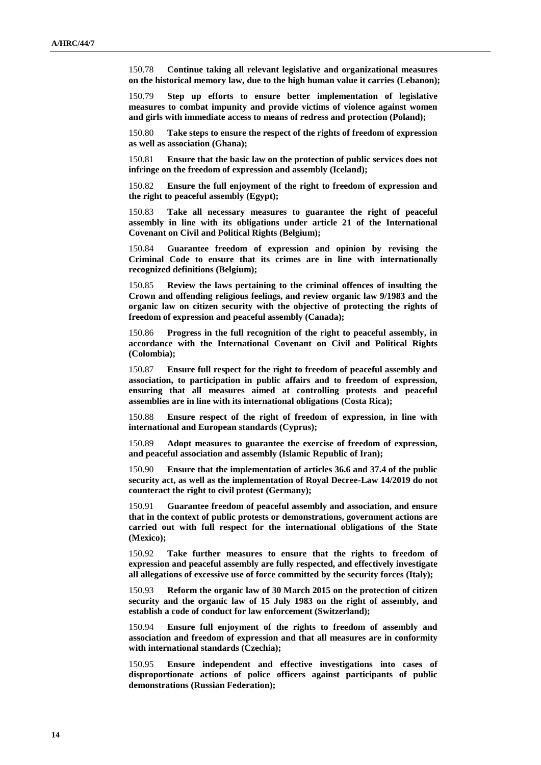150.78 **Continue taking all relevant legislative and organizational measures on the historical memory law, due to the high human value it carries (Lebanon);**

150.79 **Step up efforts to ensure better implementation of legislative measures to combat impunity and provide victims of violence against women and girls with immediate access to means of redress and protection (Poland);**

150.80 **Take steps to ensure the respect of the rights of freedom of expression as well as association (Ghana);**

150.81 **Ensure that the basic law on the protection of public services does not infringe on the freedom of expression and assembly (Iceland);**

150.82 **Ensure the full enjoyment of the right to freedom of expression and the right to peaceful assembly (Egypt);**

150.83 **Take all necessary measures to guarantee the right of peaceful assembly in line with its obligations under article 21 of the International Covenant on Civil and Political Rights (Belgium);**

150.84 **Guarantee freedom of expression and opinion by revising the Criminal Code to ensure that its crimes are in line with internationally recognized definitions (Belgium);**

150.85 **Review the laws pertaining to the criminal offences of insulting the Crown and offending religious feelings, and review organic law 9/1983 and the organic law on citizen security with the objective of protecting the rights of freedom of expression and peaceful assembly (Canada);**

150.86 **Progress in the full recognition of the right to peaceful assembly, in accordance with the International Covenant on Civil and Political Rights (Colombia);**

150.87 **Ensure full respect for the right to freedom of peaceful assembly and association, to participation in public affairs and to freedom of expression, ensuring that all measures aimed at controlling protests and peaceful assemblies are in line with its international obligations (Costa Rica);**

150.88 **Ensure respect of the right of freedom of expression, in line with international and European standards (Cyprus);**

150.89 **Adopt measures to guarantee the exercise of freedom of expression, and peaceful association and assembly (Islamic Republic of Iran);**

150.90 **Ensure that the implementation of articles 36.6 and 37.4 of the public security act, as well as the implementation of Royal Decree-Law 14/2019 do not counteract the right to civil protest (Germany);**

150.91 **Guarantee freedom of peaceful assembly and association, and ensure that in the context of public protests or demonstrations, government actions are carried out with full respect for the international obligations of the State (Mexico);**

150.92 **Take further measures to ensure that the rights to freedom of expression and peaceful assembly are fully respected, and effectively investigate all allegations of excessive use of force committed by the security forces (Italy);**

150.93 **Reform the organic law of 30 March 2015 on the protection of citizen security and the organic law of 15 July 1983 on the right of assembly, and establish a code of conduct for law enforcement (Switzerland);**

150.94 **Ensure full enjoyment of the rights to freedom of assembly and association and freedom of expression and that all measures are in conformity with international standards (Czechia);**

150.95 **Ensure independent and effective investigations into cases of disproportionate actions of police officers against participants of public demonstrations (Russian Federation);**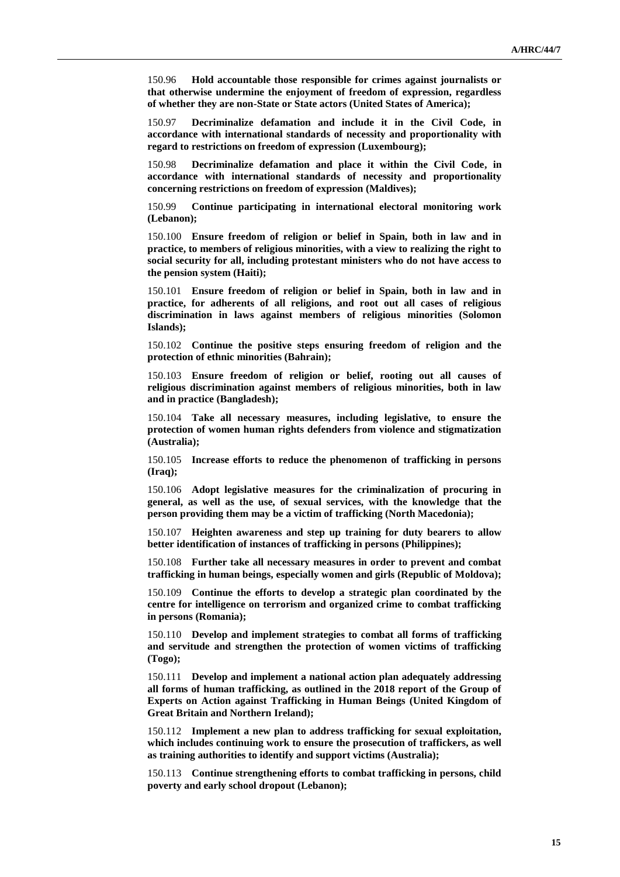150.96 **Hold accountable those responsible for crimes against journalists or that otherwise undermine the enjoyment of freedom of expression, regardless of whether they are non-State or State actors (United States of America);**

150.97 **Decriminalize defamation and include it in the Civil Code, in accordance with international standards of necessity and proportionality with regard to restrictions on freedom of expression (Luxembourg);**

150.98 **Decriminalize defamation and place it within the Civil Code, in accordance with international standards of necessity and proportionality concerning restrictions on freedom of expression (Maldives);**

150.99 **Continue participating in international electoral monitoring work (Lebanon);**

150.100 **Ensure freedom of religion or belief in Spain, both in law and in practice, to members of religious minorities, with a view to realizing the right to social security for all, including protestant ministers who do not have access to the pension system (Haiti);**

150.101 **Ensure freedom of religion or belief in Spain, both in law and in practice, for adherents of all religions, and root out all cases of religious discrimination in laws against members of religious minorities (Solomon Islands);**

150.102 **Continue the positive steps ensuring freedom of religion and the protection of ethnic minorities (Bahrain);**

150.103 **Ensure freedom of religion or belief, rooting out all causes of religious discrimination against members of religious minorities, both in law and in practice (Bangladesh);**

150.104 **Take all necessary measures, including legislative, to ensure the protection of women human rights defenders from violence and stigmatization (Australia);**

150.105 **Increase efforts to reduce the phenomenon of trafficking in persons (Iraq);**

150.106 **Adopt legislative measures for the criminalization of procuring in general, as well as the use, of sexual services, with the knowledge that the person providing them may be a victim of trafficking (North Macedonia);**

150.107 **Heighten awareness and step up training for duty bearers to allow better identification of instances of trafficking in persons (Philippines);**

150.108 **Further take all necessary measures in order to prevent and combat trafficking in human beings, especially women and girls (Republic of Moldova);**

150.109 **Continue the efforts to develop a strategic plan coordinated by the centre for intelligence on terrorism and organized crime to combat trafficking in persons (Romania);**

150.110 **Develop and implement strategies to combat all forms of trafficking and servitude and strengthen the protection of women victims of trafficking (Togo);**

150.111 **Develop and implement a national action plan adequately addressing all forms of human trafficking, as outlined in the 2018 report of the Group of Experts on Action against Trafficking in Human Beings (United Kingdom of Great Britain and Northern Ireland);**

150.112 **Implement a new plan to address trafficking for sexual exploitation, which includes continuing work to ensure the prosecution of traffickers, as well as training authorities to identify and support victims (Australia);**

150.113 **Continue strengthening efforts to combat trafficking in persons, child poverty and early school dropout (Lebanon);**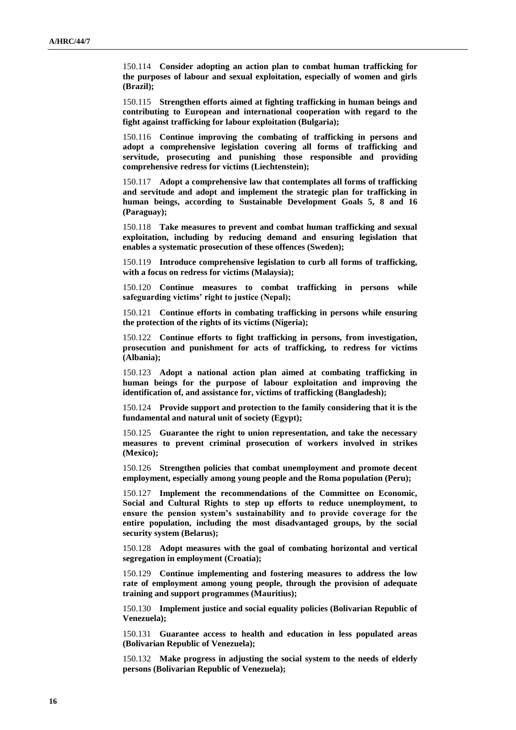150.114 **Consider adopting an action plan to combat human trafficking for the purposes of labour and sexual exploitation, especially of women and girls (Brazil);**

150.115 **Strengthen efforts aimed at fighting trafficking in human beings and contributing to European and international cooperation with regard to the fight against trafficking for labour exploitation (Bulgaria);**

150.116 **Continue improving the combating of trafficking in persons and adopt a comprehensive legislation covering all forms of trafficking and servitude, prosecuting and punishing those responsible and providing comprehensive redress for victims (Liechtenstein);**

150.117 **Adopt a comprehensive law that contemplates all forms of trafficking and servitude and adopt and implement the strategic plan for trafficking in human beings, according to Sustainable Development Goals 5, 8 and 16 (Paraguay);**

150.118 **Take measures to prevent and combat human trafficking and sexual exploitation, including by reducing demand and ensuring legislation that enables a systematic prosecution of these offences (Sweden);**

150.119 **Introduce comprehensive legislation to curb all forms of trafficking, with a focus on redress for victims (Malaysia);**

150.120 **Continue measures to combat trafficking in persons while safeguarding victims' right to justice (Nepal);**

150.121 **Continue efforts in combating trafficking in persons while ensuring the protection of the rights of its victims (Nigeria);**

150.122 **Continue efforts to fight trafficking in persons, from investigation, prosecution and punishment for acts of trafficking, to redress for victims (Albania);**

150.123 **Adopt a national action plan aimed at combating trafficking in human beings for the purpose of labour exploitation and improving the identification of, and assistance for, victims of trafficking (Bangladesh);**

150.124 **Provide support and protection to the family considering that it is the fundamental and natural unit of society (Egypt);**

150.125 **Guarantee the right to union representation, and take the necessary measures to prevent criminal prosecution of workers involved in strikes (Mexico);**

150.126 **Strengthen policies that combat unemployment and promote decent employment, especially among young people and the Roma population (Peru);**

150.127 **Implement the recommendations of the Committee on Economic, Social and Cultural Rights to step up efforts to reduce unemployment, to ensure the pension system's sustainability and to provide coverage for the entire population, including the most disadvantaged groups, by the social security system (Belarus);**

150.128 **Adopt measures with the goal of combating horizontal and vertical segregation in employment (Croatia);**

150.129 **Continue implementing and fostering measures to address the low rate of employment among young people, through the provision of adequate training and support programmes (Mauritius);**

150.130 **Implement justice and social equality policies (Bolivarian Republic of Venezuela);**

150.131 **Guarantee access to health and education in less populated areas (Bolivarian Republic of Venezuela);**

150.132 **Make progress in adjusting the social system to the needs of elderly persons (Bolivarian Republic of Venezuela);**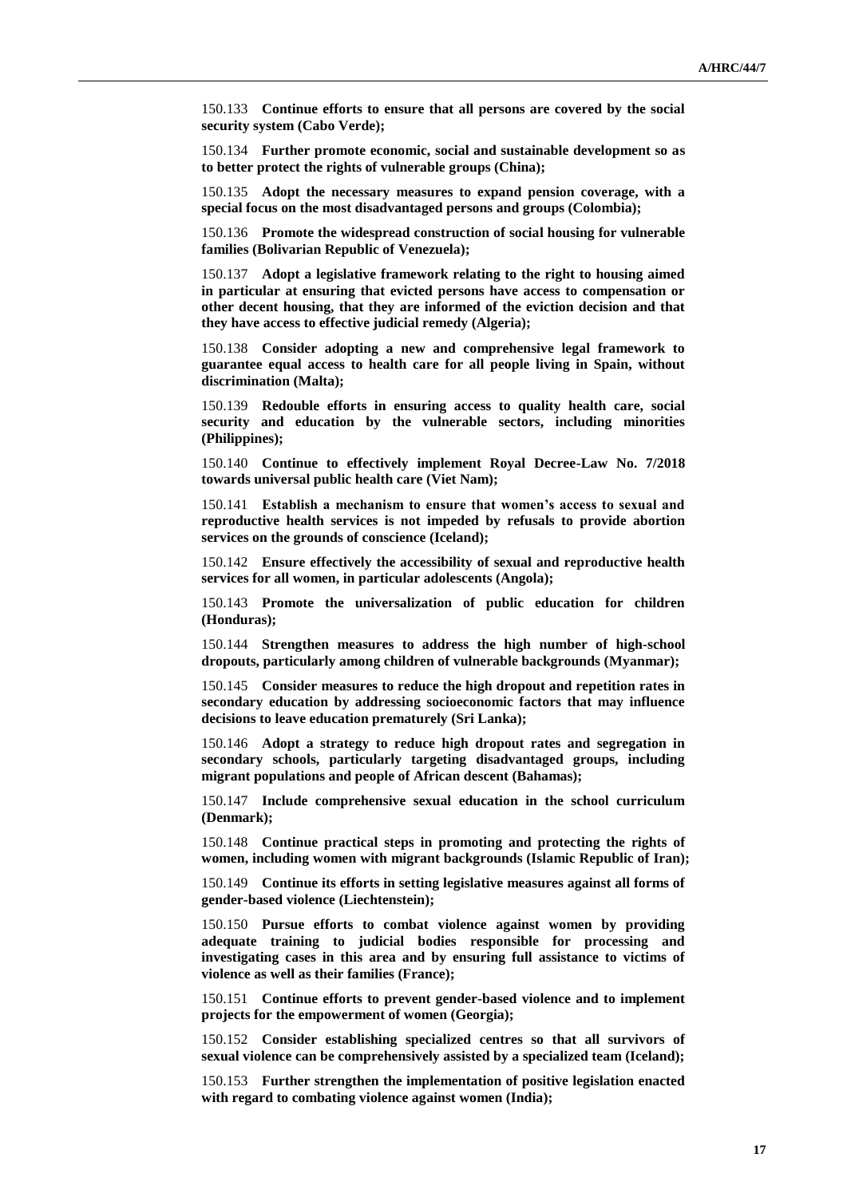150.133 **Continue efforts to ensure that all persons are covered by the social security system (Cabo Verde);**

150.134 **Further promote economic, social and sustainable development so as to better protect the rights of vulnerable groups (China);**

150.135 **Adopt the necessary measures to expand pension coverage, with a special focus on the most disadvantaged persons and groups (Colombia);**

150.136 **Promote the widespread construction of social housing for vulnerable families (Bolivarian Republic of Venezuela);**

150.137 **Adopt a legislative framework relating to the right to housing aimed in particular at ensuring that evicted persons have access to compensation or other decent housing, that they are informed of the eviction decision and that they have access to effective judicial remedy (Algeria);**

150.138 **Consider adopting a new and comprehensive legal framework to guarantee equal access to health care for all people living in Spain, without discrimination (Malta);**

150.139 **Redouble efforts in ensuring access to quality health care, social security and education by the vulnerable sectors, including minorities (Philippines);**

150.140 **Continue to effectively implement Royal Decree-Law No. 7/2018 towards universal public health care (Viet Nam);**

150.141 **Establish a mechanism to ensure that women's access to sexual and reproductive health services is not impeded by refusals to provide abortion services on the grounds of conscience (Iceland);**

150.142 **Ensure effectively the accessibility of sexual and reproductive health services for all women, in particular adolescents (Angola);**

150.143 **Promote the universalization of public education for children (Honduras);**

150.144 **Strengthen measures to address the high number of high-school dropouts, particularly among children of vulnerable backgrounds (Myanmar);**

150.145 **Consider measures to reduce the high dropout and repetition rates in secondary education by addressing socioeconomic factors that may influence decisions to leave education prematurely (Sri Lanka);**

150.146 **Adopt a strategy to reduce high dropout rates and segregation in secondary schools, particularly targeting disadvantaged groups, including migrant populations and people of African descent (Bahamas);**

150.147 **Include comprehensive sexual education in the school curriculum (Denmark);**

150.148 **Continue practical steps in promoting and protecting the rights of women, including women with migrant backgrounds (Islamic Republic of Iran);**

150.149 **Continue its efforts in setting legislative measures against all forms of gender-based violence (Liechtenstein);**

150.150 **Pursue efforts to combat violence against women by providing adequate training to judicial bodies responsible for processing and investigating cases in this area and by ensuring full assistance to victims of violence as well as their families (France);**

150.151 **Continue efforts to prevent gender-based violence and to implement projects for the empowerment of women (Georgia);**

150.152 **Consider establishing specialized centres so that all survivors of sexual violence can be comprehensively assisted by a specialized team (Iceland);**

150.153 **Further strengthen the implementation of positive legislation enacted with regard to combating violence against women (India);**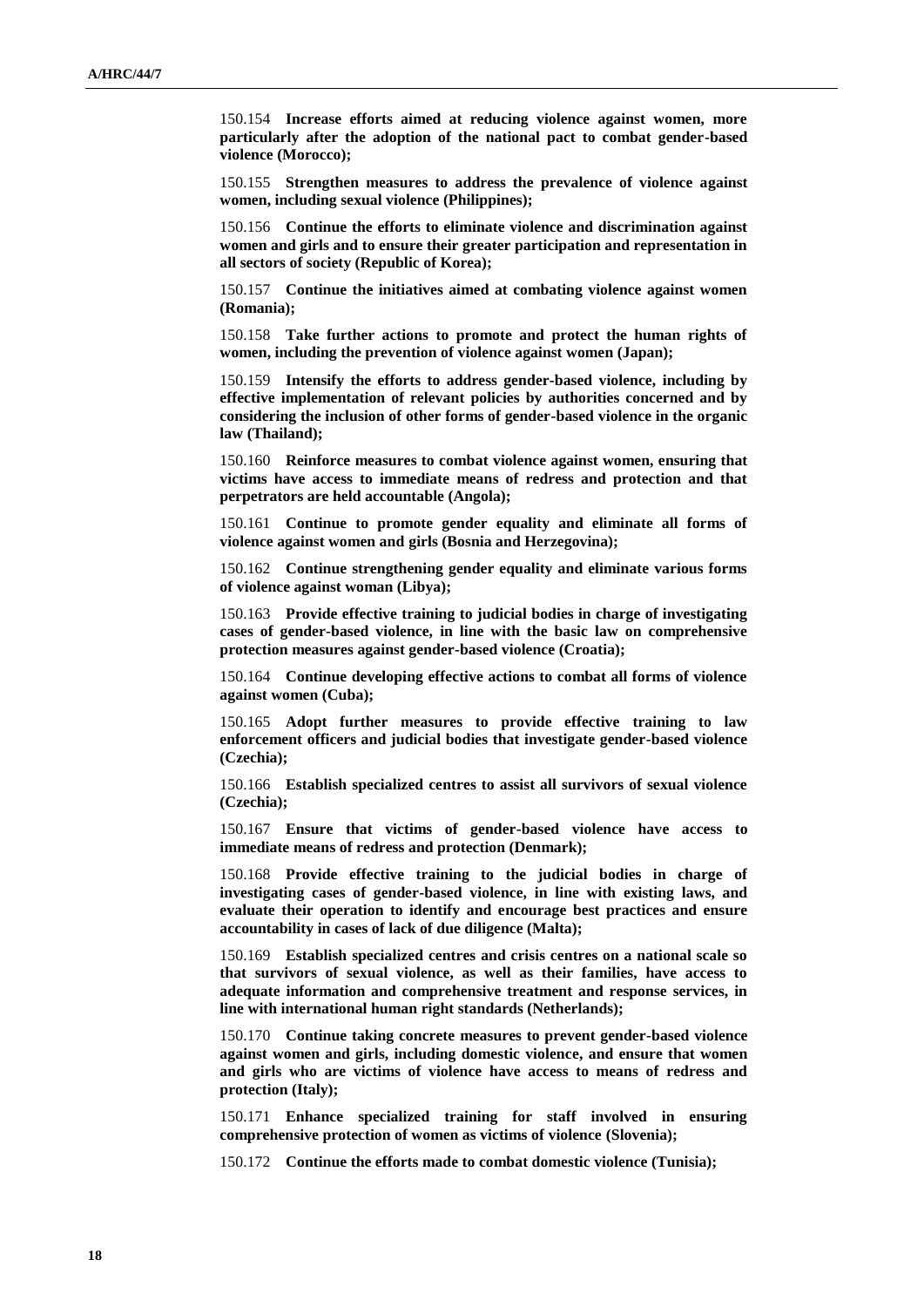150.154 **Increase efforts aimed at reducing violence against women, more particularly after the adoption of the national pact to combat gender-based violence (Morocco);**

150.155 **Strengthen measures to address the prevalence of violence against women, including sexual violence (Philippines);**

150.156 **Continue the efforts to eliminate violence and discrimination against women and girls and to ensure their greater participation and representation in all sectors of society (Republic of Korea);**

150.157 **Continue the initiatives aimed at combating violence against women (Romania);**

150.158 **Take further actions to promote and protect the human rights of women, including the prevention of violence against women (Japan);**

150.159 **Intensify the efforts to address gender-based violence, including by effective implementation of relevant policies by authorities concerned and by considering the inclusion of other forms of gender-based violence in the organic law (Thailand);**

150.160 **Reinforce measures to combat violence against women, ensuring that victims have access to immediate means of redress and protection and that perpetrators are held accountable (Angola);**

150.161 **Continue to promote gender equality and eliminate all forms of violence against women and girls (Bosnia and Herzegovina);**

150.162 **Continue strengthening gender equality and eliminate various forms of violence against woman (Libya);**

150.163 **Provide effective training to judicial bodies in charge of investigating cases of gender-based violence, in line with the basic law on comprehensive protection measures against gender-based violence (Croatia);**

150.164 **Continue developing effective actions to combat all forms of violence against women (Cuba);**

150.165 **Adopt further measures to provide effective training to law enforcement officers and judicial bodies that investigate gender-based violence (Czechia);**

150.166 **Establish specialized centres to assist all survivors of sexual violence (Czechia);**

150.167 **Ensure that victims of gender-based violence have access to immediate means of redress and protection (Denmark);**

150.168 **Provide effective training to the judicial bodies in charge of investigating cases of gender-based violence, in line with existing laws, and evaluate their operation to identify and encourage best practices and ensure accountability in cases of lack of due diligence (Malta);**

150.169 **Establish specialized centres and crisis centres on a national scale so that survivors of sexual violence, as well as their families, have access to adequate information and comprehensive treatment and response services, in line with international human right standards (Netherlands);**

150.170 **Continue taking concrete measures to prevent gender-based violence against women and girls, including domestic violence, and ensure that women and girls who are victims of violence have access to means of redress and protection (Italy);**

150.171 **Enhance specialized training for staff involved in ensuring comprehensive protection of women as victims of violence (Slovenia);**

150.172 **Continue the efforts made to combat domestic violence (Tunisia);**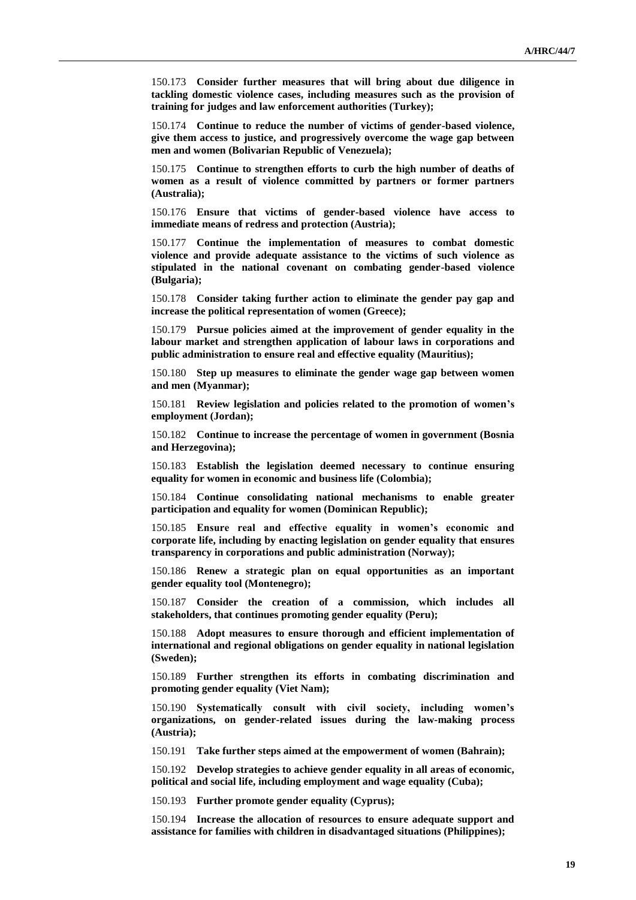150.173 **Consider further measures that will bring about due diligence in tackling domestic violence cases, including measures such as the provision of training for judges and law enforcement authorities (Turkey);**

150.174 **Continue to reduce the number of victims of gender-based violence, give them access to justice, and progressively overcome the wage gap between men and women (Bolivarian Republic of Venezuela);**

150.175 **Continue to strengthen efforts to curb the high number of deaths of women as a result of violence committed by partners or former partners (Australia);**

150.176 **Ensure that victims of gender-based violence have access to immediate means of redress and protection (Austria);**

150.177 **Continue the implementation of measures to combat domestic violence and provide adequate assistance to the victims of such violence as stipulated in the national covenant on combating gender-based violence (Bulgaria);**

150.178 **Consider taking further action to eliminate the gender pay gap and increase the political representation of women (Greece);**

150.179 **Pursue policies aimed at the improvement of gender equality in the labour market and strengthen application of labour laws in corporations and public administration to ensure real and effective equality (Mauritius);**

150.180 **Step up measures to eliminate the gender wage gap between women and men (Myanmar);**

150.181 **Review legislation and policies related to the promotion of women's employment (Jordan);**

150.182 **Continue to increase the percentage of women in government (Bosnia and Herzegovina);**

150.183 **Establish the legislation deemed necessary to continue ensuring equality for women in economic and business life (Colombia);**

150.184 **Continue consolidating national mechanisms to enable greater participation and equality for women (Dominican Republic);**

150.185 **Ensure real and effective equality in women's economic and corporate life, including by enacting legislation on gender equality that ensures transparency in corporations and public administration (Norway);**

150.186 **Renew a strategic plan on equal opportunities as an important gender equality tool (Montenegro);**

150.187 **Consider the creation of a commission, which includes all stakeholders, that continues promoting gender equality (Peru);**

150.188 **Adopt measures to ensure thorough and efficient implementation of international and regional obligations on gender equality in national legislation (Sweden);**

150.189 **Further strengthen its efforts in combating discrimination and promoting gender equality (Viet Nam);**

150.190 **Systematically consult with civil society, including women's organizations, on gender-related issues during the law-making process (Austria);**

150.191 **Take further steps aimed at the empowerment of women (Bahrain);**

150.192 **Develop strategies to achieve gender equality in all areas of economic, political and social life, including employment and wage equality (Cuba);**

150.193 **Further promote gender equality (Cyprus);**

150.194 **Increase the allocation of resources to ensure adequate support and assistance for families with children in disadvantaged situations (Philippines);**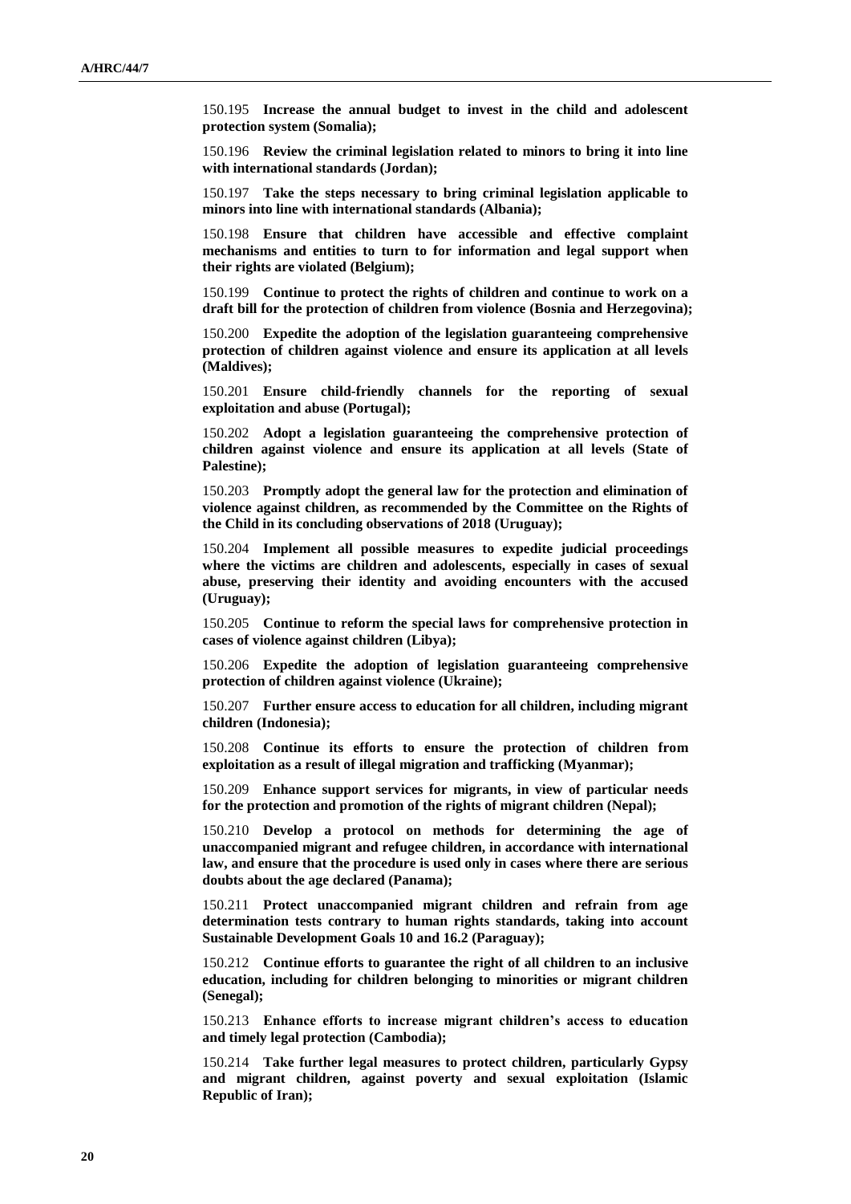150.195 **Increase the annual budget to invest in the child and adolescent protection system (Somalia);**

150.196 **Review the criminal legislation related to minors to bring it into line with international standards (Jordan);**

150.197 **Take the steps necessary to bring criminal legislation applicable to minors into line with international standards (Albania);**

150.198 **Ensure that children have accessible and effective complaint mechanisms and entities to turn to for information and legal support when their rights are violated (Belgium);**

150.199 **Continue to protect the rights of children and continue to work on a draft bill for the protection of children from violence (Bosnia and Herzegovina);**

150.200 **Expedite the adoption of the legislation guaranteeing comprehensive protection of children against violence and ensure its application at all levels (Maldives);**

150.201 **Ensure child-friendly channels for the reporting of sexual exploitation and abuse (Portugal);**

150.202 **Adopt a legislation guaranteeing the comprehensive protection of children against violence and ensure its application at all levels (State of Palestine);**

150.203 **Promptly adopt the general law for the protection and elimination of violence against children, as recommended by the Committee on the Rights of the Child in its concluding observations of 2018 (Uruguay);**

150.204 **Implement all possible measures to expedite judicial proceedings where the victims are children and adolescents, especially in cases of sexual abuse, preserving their identity and avoiding encounters with the accused (Uruguay);**

150.205 **Continue to reform the special laws for comprehensive protection in cases of violence against children (Libya);**

150.206 **Expedite the adoption of legislation guaranteeing comprehensive protection of children against violence (Ukraine);**

150.207 **Further ensure access to education for all children, including migrant children (Indonesia);**

150.208 **Continue its efforts to ensure the protection of children from exploitation as a result of illegal migration and trafficking (Myanmar);**

150.209 **Enhance support services for migrants, in view of particular needs for the protection and promotion of the rights of migrant children (Nepal);**

150.210 **Develop a protocol on methods for determining the age of unaccompanied migrant and refugee children, in accordance with international law, and ensure that the procedure is used only in cases where there are serious doubts about the age declared (Panama);**

150.211 **Protect unaccompanied migrant children and refrain from age determination tests contrary to human rights standards, taking into account Sustainable Development Goals 10 and 16.2 (Paraguay);**

150.212 **Continue efforts to guarantee the right of all children to an inclusive education, including for children belonging to minorities or migrant children (Senegal);**

150.213 **Enhance efforts to increase migrant children's access to education and timely legal protection (Cambodia);**

150.214 **Take further legal measures to protect children, particularly Gypsy and migrant children, against poverty and sexual exploitation (Islamic Republic of Iran);**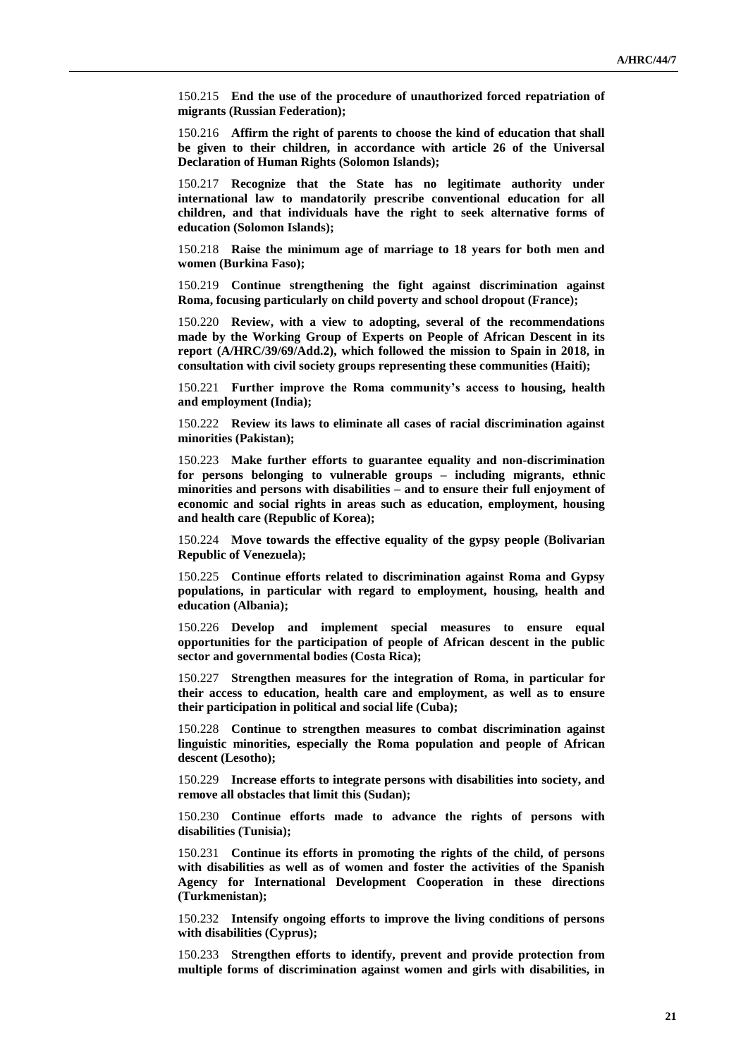150.215 **End the use of the procedure of unauthorized forced repatriation of migrants (Russian Federation);**

150.216 **Affirm the right of parents to choose the kind of education that shall be given to their children, in accordance with article 26 of the Universal Declaration of Human Rights (Solomon Islands);**

150.217 **Recognize that the State has no legitimate authority under international law to mandatorily prescribe conventional education for all children, and that individuals have the right to seek alternative forms of education (Solomon Islands);**

150.218 **Raise the minimum age of marriage to 18 years for both men and women (Burkina Faso);**

150.219 **Continue strengthening the fight against discrimination against Roma, focusing particularly on child poverty and school dropout (France);**

150.220 **Review, with a view to adopting, several of the recommendations made by the Working Group of Experts on People of African Descent in its report (A/HRC/39/69/Add.2), which followed the mission to Spain in 2018, in consultation with civil society groups representing these communities (Haiti);**

150.221 **Further improve the Roma community's access to housing, health and employment (India);**

150.222 **Review its laws to eliminate all cases of racial discrimination against minorities (Pakistan);**

150.223 **Make further efforts to guarantee equality and non-discrimination for persons belonging to vulnerable groups – including migrants, ethnic minorities and persons with disabilities – and to ensure their full enjoyment of economic and social rights in areas such as education, employment, housing and health care (Republic of Korea);**

150.224 **Move towards the effective equality of the gypsy people (Bolivarian Republic of Venezuela);**

150.225 **Continue efforts related to discrimination against Roma and Gypsy populations, in particular with regard to employment, housing, health and education (Albania);**

150.226 **Develop and implement special measures to ensure equal opportunities for the participation of people of African descent in the public sector and governmental bodies (Costa Rica);**

150.227 **Strengthen measures for the integration of Roma, in particular for their access to education, health care and employment, as well as to ensure their participation in political and social life (Cuba);**

150.228 **Continue to strengthen measures to combat discrimination against linguistic minorities, especially the Roma population and people of African descent (Lesotho);**

150.229 **Increase efforts to integrate persons with disabilities into society, and remove all obstacles that limit this (Sudan);**

150.230 **Continue efforts made to advance the rights of persons with disabilities (Tunisia);**

150.231 **Continue its efforts in promoting the rights of the child, of persons with disabilities as well as of women and foster the activities of the Spanish Agency for International Development Cooperation in these directions (Turkmenistan);**

150.232 **Intensify ongoing efforts to improve the living conditions of persons with disabilities (Cyprus);**

150.233 **Strengthen efforts to identify, prevent and provide protection from multiple forms of discrimination against women and girls with disabilities, in**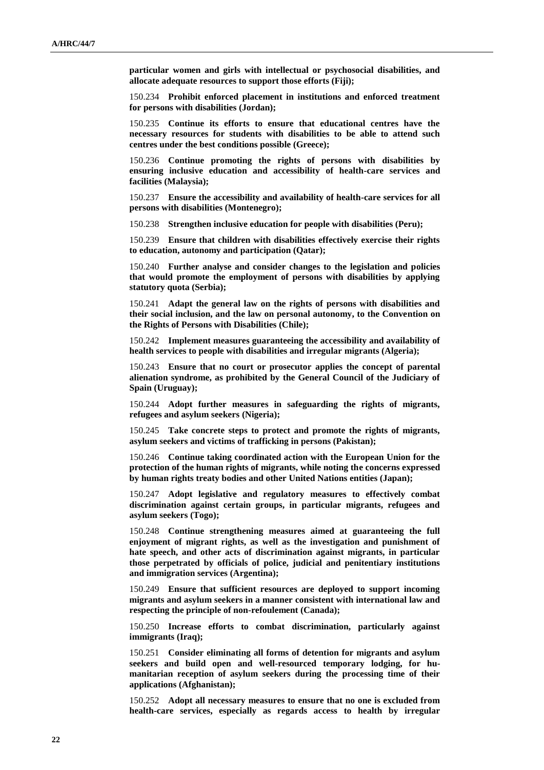**particular women and girls with intellectual or psychosocial disabilities, and allocate adequate resources to support those efforts (Fiji);**

150.234 **Prohibit enforced placement in institutions and enforced treatment for persons with disabilities (Jordan);**

150.235 **Continue its efforts to ensure that educational centres have the necessary resources for students with disabilities to be able to attend such centres under the best conditions possible (Greece);**

150.236 **Continue promoting the rights of persons with disabilities by ensuring inclusive education and accessibility of health-care services and facilities (Malaysia);**

150.237 **Ensure the accessibility and availability of health-care services for all persons with disabilities (Montenegro);**

150.238 **Strengthen inclusive education for people with disabilities (Peru);**

150.239 **Ensure that children with disabilities effectively exercise their rights to education, autonomy and participation (Qatar);**

150.240 **Further analyse and consider changes to the legislation and policies that would promote the employment of persons with disabilities by applying statutory quota (Serbia);**

150.241 **Adapt the general law on the rights of persons with disabilities and their social inclusion, and the law on personal autonomy, to the Convention on the Rights of Persons with Disabilities (Chile);**

150.242 **Implement measures guaranteeing the accessibility and availability of health services to people with disabilities and irregular migrants (Algeria);**

150.243 **Ensure that no court or prosecutor applies the concept of parental alienation syndrome, as prohibited by the General Council of the Judiciary of Spain (Uruguay);**

150.244 **Adopt further measures in safeguarding the rights of migrants, refugees and asylum seekers (Nigeria);**

150.245 **Take concrete steps to protect and promote the rights of migrants, asylum seekers and victims of trafficking in persons (Pakistan);**

150.246 **Continue taking coordinated action with the European Union for the protection of the human rights of migrants, while noting the concerns expressed by human rights treaty bodies and other United Nations entities (Japan);**

150.247 **Adopt legislative and regulatory measures to effectively combat discrimination against certain groups, in particular migrants, refugees and asylum seekers (Togo);**

150.248 **Continue strengthening measures aimed at guaranteeing the full enjoyment of migrant rights, as well as the investigation and punishment of hate speech, and other acts of discrimination against migrants, in particular those perpetrated by officials of police, judicial and penitentiary institutions and immigration services (Argentina);**

150.249 **Ensure that sufficient resources are deployed to support incoming migrants and asylum seekers in a manner consistent with international law and respecting the principle of non-refoulement (Canada);**

150.250 **Increase efforts to combat discrimination, particularly against immigrants (Iraq);**

150.251 **Consider eliminating all forms of detention for migrants and asylum seekers and build open and well-resourced temporary lodging, for humanitarian reception of asylum seekers during the processing time of their applications (Afghanistan);**

150.252 **Adopt all necessary measures to ensure that no one is excluded from health-care services, especially as regards access to health by irregular**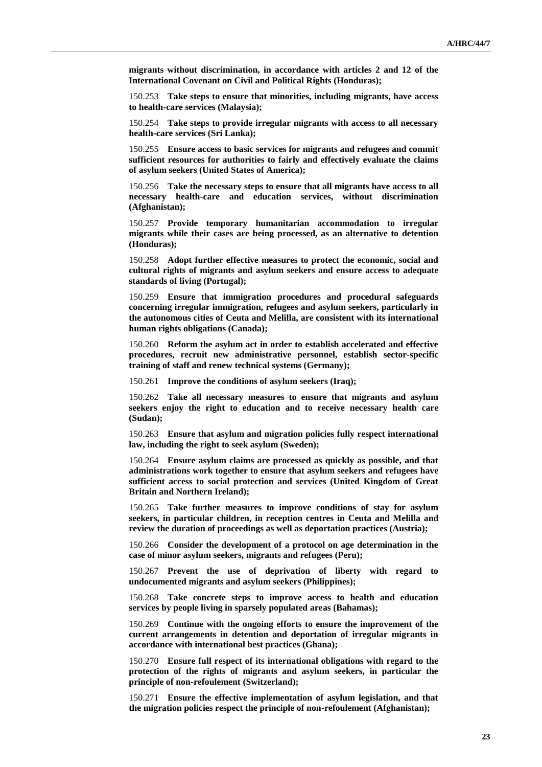**migrants without discrimination, in accordance with articles 2 and 12 of the International Covenant on Civil and Political Rights (Honduras);**

150.253 **Take steps to ensure that minorities, including migrants, have access to health-care services (Malaysia);**

150.254 **Take steps to provide irregular migrants with access to all necessary health-care services (Sri Lanka);**

150.255 **Ensure access to basic services for migrants and refugees and commit sufficient resources for authorities to fairly and effectively evaluate the claims of asylum seekers (United States of America);**

150.256 **Take the necessary steps to ensure that all migrants have access to all necessary health-care and education services, without discrimination (Afghanistan);**

150.257 **Provide temporary humanitarian accommodation to irregular migrants while their cases are being processed, as an alternative to detention (Honduras);**

150.258 **Adopt further effective measures to protect the economic, social and cultural rights of migrants and asylum seekers and ensure access to adequate standards of living (Portugal);**

150.259 **Ensure that immigration procedures and procedural safeguards concerning irregular immigration, refugees and asylum seekers, particularly in the autonomous cities of Ceuta and Melilla, are consistent with its international human rights obligations (Canada);**

150.260 **Reform the asylum act in order to establish accelerated and effective procedures, recruit new administrative personnel, establish sector-specific training of staff and renew technical systems (Germany);**

150.261 **Improve the conditions of asylum seekers (Iraq);**

150.262 **Take all necessary measures to ensure that migrants and asylum seekers enjoy the right to education and to receive necessary health care (Sudan);**

150.263 **Ensure that asylum and migration policies fully respect international law, including the right to seek asylum (Sweden);**

150.264 **Ensure asylum claims are processed as quickly as possible, and that administrations work together to ensure that asylum seekers and refugees have sufficient access to social protection and services (United Kingdom of Great Britain and Northern Ireland);**

150.265 **Take further measures to improve conditions of stay for asylum seekers, in particular children, in reception centres in Ceuta and Melilla and review the duration of proceedings as well as deportation practices (Austria);**

150.266 **Consider the development of a protocol on age determination in the case of minor asylum seekers, migrants and refugees (Peru);**

150.267 **Prevent the use of deprivation of liberty with regard to undocumented migrants and asylum seekers (Philippines);**

150.268 **Take concrete steps to improve access to health and education services by people living in sparsely populated areas (Bahamas);**

150.269 **Continue with the ongoing efforts to ensure the improvement of the current arrangements in detention and deportation of irregular migrants in accordance with international best practices (Ghana);**

150.270 **Ensure full respect of its international obligations with regard to the protection of the rights of migrants and asylum seekers, in particular the principle of non-refoulement (Switzerland);**

150.271 **Ensure the effective implementation of asylum legislation, and that the migration policies respect the principle of non-refoulement (Afghanistan);**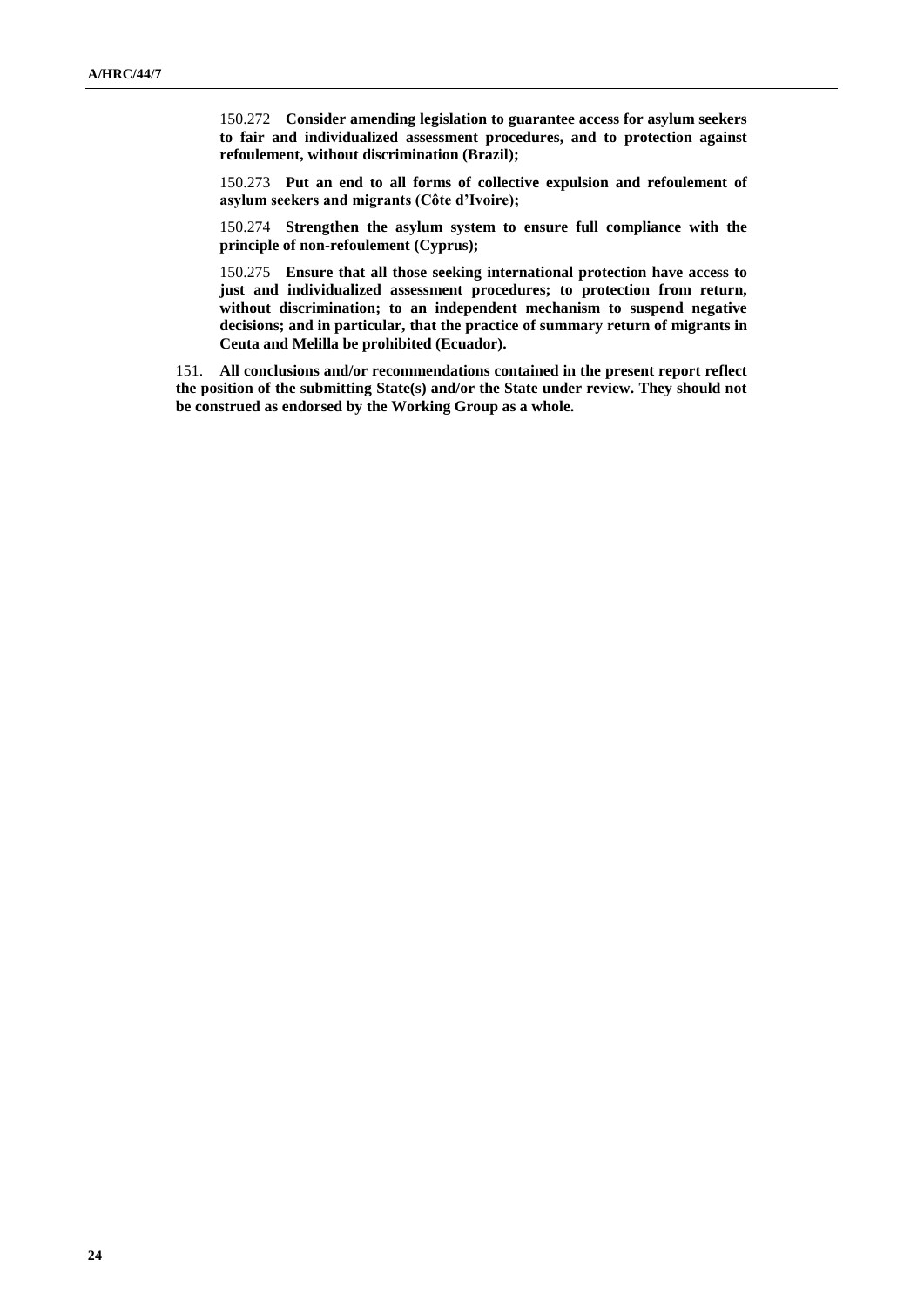150.272 **Consider amending legislation to guarantee access for asylum seekers to fair and individualized assessment procedures, and to protection against refoulement, without discrimination (Brazil);**

150.273 **Put an end to all forms of collective expulsion and refoulement of asylum seekers and migrants (Côte d'Ivoire);**

150.274 **Strengthen the asylum system to ensure full compliance with the principle of non-refoulement (Cyprus);**

150.275 **Ensure that all those seeking international protection have access to just and individualized assessment procedures; to protection from return, without discrimination; to an independent mechanism to suspend negative decisions; and in particular, that the practice of summary return of migrants in Ceuta and Melilla be prohibited (Ecuador).**

151. **All conclusions and/or recommendations contained in the present report reflect the position of the submitting State(s) and/or the State under review. They should not be construed as endorsed by the Working Group as a whole.**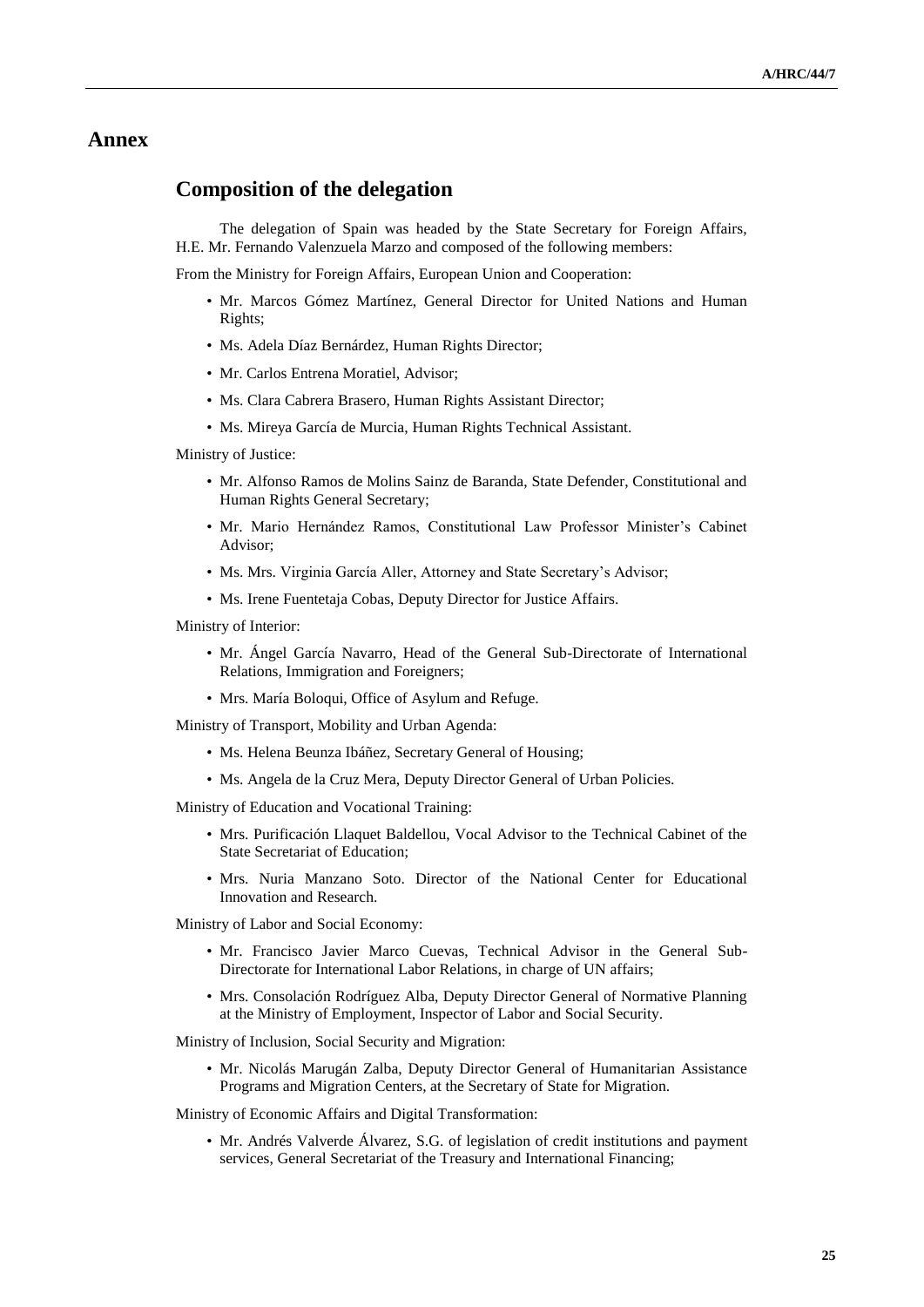# Annex

## Composition of the delegation

The delegation of Spain was headed by the State Secretary for Foreign Affairs, H.E. Mr. Fernando Valenzuela Marzo and composed of the following members:

From the Ministry for Foreign Affairs, European Union and Cooperation:

- Mr. Marcos Gómez Martínez, General Director for United Nations and Human Rights;
- Ms. Adela Díaz Bernárdez, Human Rights Director;
- Mr. Carlos Entrena Moratiel, Advisor;
- Ms. Clara Cabrera Brasero, Human Rights Assistant Director;
- Ms. Mireya García de Murcia, Human Rights Technical Assistant.

Ministry of Justice:

- Mr. Alfonso Ramos de Molins Sainz de Baranda, State Defender, Constitutional and Human Rights General Secretary;
- Mr. Mario Hernández Ramos, Constitutional Law Professor Minister's Cabinet Advisor;
- Ms. Mrs. Virginia García Aller, Attorney and State Secretary's Advisor;
- Ms. Irene Fuentetaja Cobas, Deputy Director for Justice Affairs.

Ministry of Interior:

- Mr. Ángel García Navarro, Head of the General Sub-Directorate of International Relations, Immigration and Foreigners;
- Mrs. María Boloqui, Office of Asylum and Refuge.

Ministry of Transport, Mobility and Urban Agenda:

- Ms. Helena Beunza Ibáñez, Secretary General of Housing;
- Ms. Angela de la Cruz Mera, Deputy Director General of Urban Policies.

Ministry of Education and Vocational Training:

- Mrs. Purificación Llaquet Baldellou, Vocal Advisor to the Technical Cabinet of the State Secretariat of Education;
- Mrs. Nuria Manzano Soto. Director of the National Center for Educational Innovation and Research.

Ministry of Labor and Social Economy:

- Mr. Francisco Javier Marco Cuevas, Technical Advisor in the General Sub-Directorate for International Labor Relations, in charge of UN affairs;
- Mrs. Consolación Rodríguez Alba, Deputy Director General of Normative Planning at the Ministry of Employment, Inspector of Labor and Social Security.

Ministry of Inclusion, Social Security and Migration:

- Mr. Nicolás Marugán Zalba, Deputy Director General of Humanitarian Assistance Programs and Migration Centers, at the Secretary of State for Migration.

Ministry of Economic Affairs and Digital Transformation:

- Mr. Andrés Valverde Álvarez, S.G. of legislation of credit institutions and payment services, General Secretariat of the Treasury and International Financing;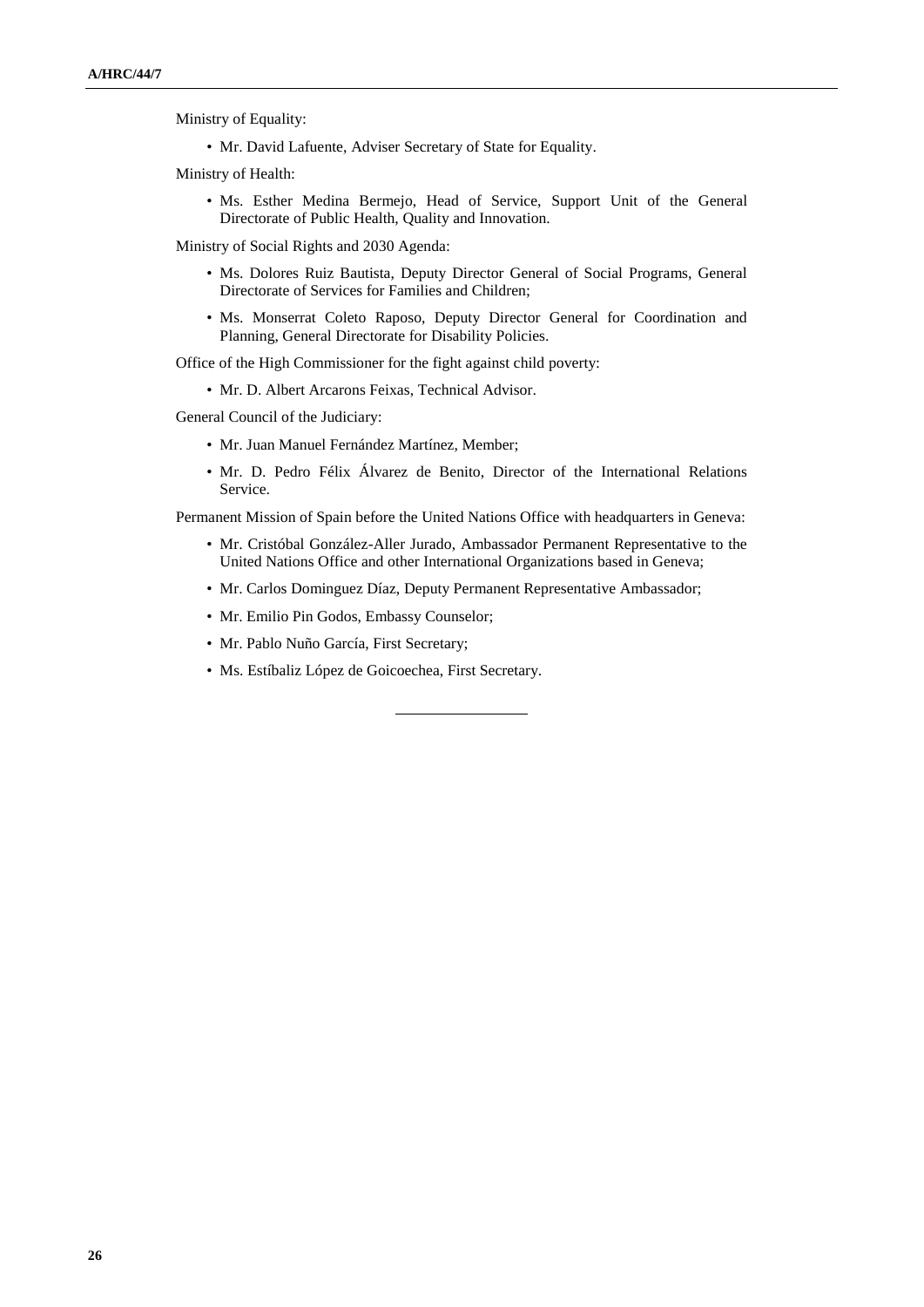Ministry of Equality:

- Mr. David Lafuente, Adviser Secretary of State for Equality.

Ministry of Health:

- Ms. Esther Medina Bermejo, Head of Service, Support Unit of the General Directorate of Public Health, Quality and Innovation.

Ministry of Social Rights and 2030 Agenda:

- Ms. Dolores Ruiz Bautista, Deputy Director General of Social Programs, General Directorate of Services for Families and Children;
- Ms. Monserrat Coleto Raposo, Deputy Director General for Coordination and Planning, General Directorate for Disability Policies.

Office of the High Commissioner for the fight against child poverty:

- Mr. D. Albert Arcarons Feixas, Technical Advisor.

General Council of the Judiciary:

- Mr. Juan Manuel Fernández Martínez, Member;
- Mr. D. Pedro Félix Álvarez de Benito, Director of the International Relations Service.

Permanent Mission of Spain before the United Nations Office with headquarters in Geneva:

- Mr. Cristóbal González-Aller Jurado, Ambassador Permanent Representative to the United Nations Office and other International Organizations based in Geneva;
- Mr. Carlos Dominguez Díaz, Deputy Permanent Representative Ambassador;
- Mr. Emilio Pin Godos, Embassy Counselor;
- Mr. Pablo Nuño García, First Secretary;
- Ms. Estíbaliz López de Goicoechea, First Secretary.